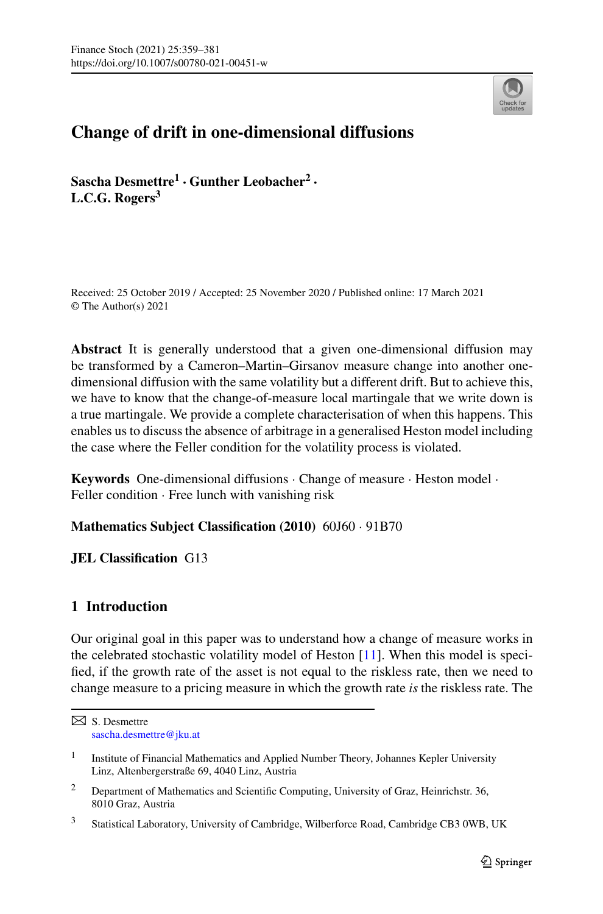# Change of drift in one-dimensional diffusions

**Sascha Desmettre[1] · Gunther Leobacher[2] · L.C.G. Rogers[3]**

Received: 25 October 2019 / Accepted: 25 November 2020 / Published online: 17 March 2021
© The Author(s) 2021

**Abstract** It is generally understood that a given one-dimensional diffusion may be transformed by a Cameron–Martin–Girsanov measure change into another one-dimensional diffusion with the same volatility but a different drift. But to achieve this, we have to know that the change-of-measure local martingale that we write down is a true martingale. We provide a complete characterisation of when this happens. This enables us to discuss the absence of arbitrage in a generalised Heston model including the case where the Feller condition for the volatility process is violated.

**Keywords** One-dimensional diffusions · Change of measure · Heston model · Feller condition · Free lunch with vanishing risk

**Mathematics Subject Classification (2010)** 60J60 · 91B70

**JEL Classification** G13

## 1 Introduction

Our original goal in this paper was to understand how a change of measure works in the celebrated stochastic volatility model of Heston [11]. When this model is specified, if the growth rate of the asset is not equal to the riskless rate, then we need to change measure to a pricing measure in which the growth rate *is* the riskless rate. The

---

✉ S. Desmettre
sascha.desmettre@jku.at

[1] Institute of Financial Mathematics and Applied Number Theory, Johannes Kepler University Linz, Altenbergerstraße 69, 4040 Linz, Austria

[2] Department of Mathematics and Scientific Computing, University of Graz, Heinrichstr. 36, 8010 Graz, Austria

[3] Statistical Laboratory, University of Cambridge, Wilberforce Road, Cambridge CB3 0WB, UK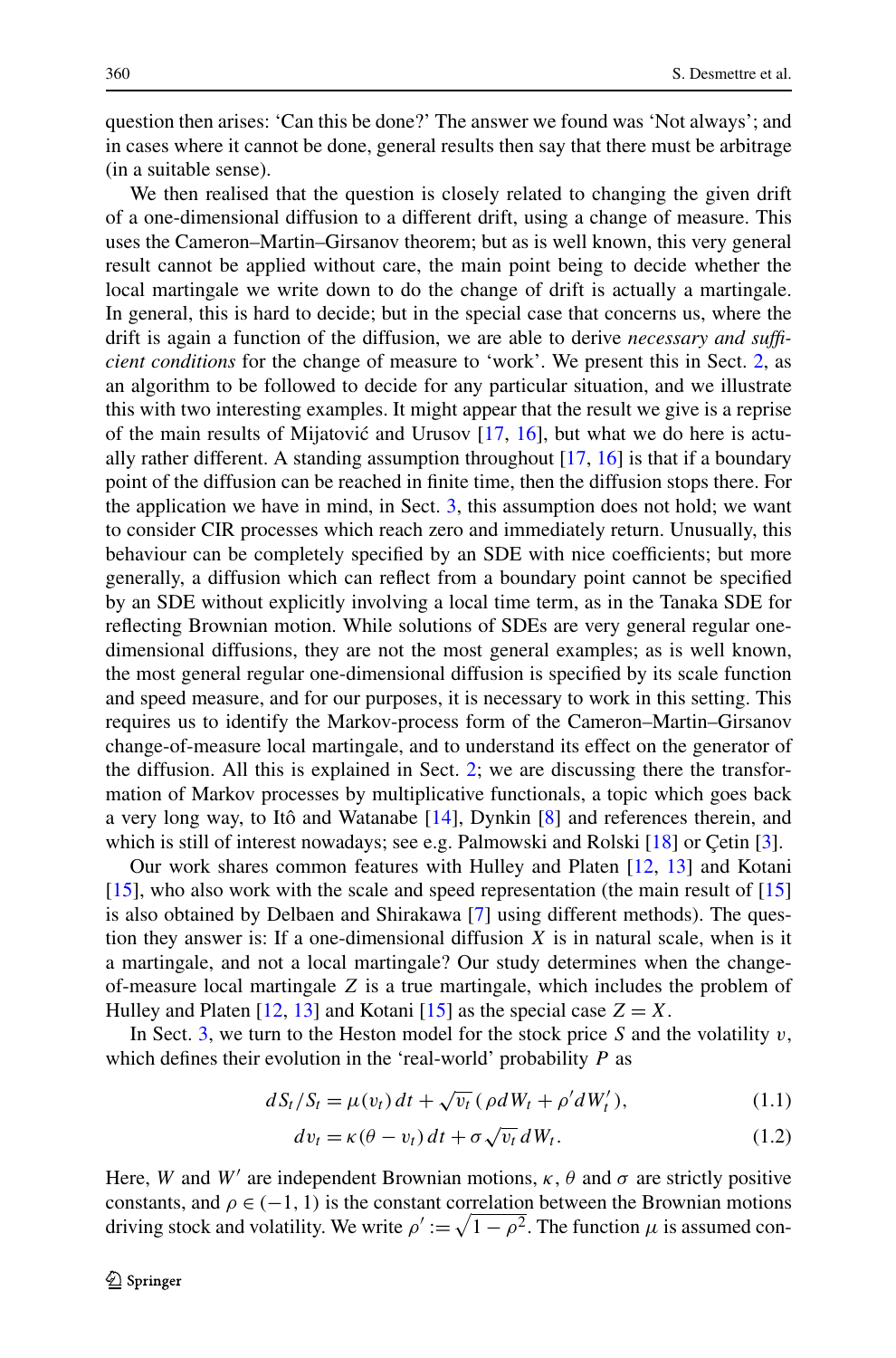question then arises: 'Can this be done?' The answer we found was 'Not always'; and in cases where it cannot be done, general results then say that there must be arbitrage (in a suitable sense).

We then realised that the question is closely related to changing the given drift of a one-dimensional diffusion to a different drift, using a change of measure. This uses the Cameron–Martin–Girsanov theorem; but as is well known, this very general result cannot be applied without care, the main point being to decide whether the local martingale we write down to do the change of drift is actually a martingale. In general, this is hard to decide; but in the special case that concerns us, where the drift is again a function of the diffusion, we are able to derive *necessary and sufficient conditions* for the change of measure to 'work'. We present this in Sect. 2, as an algorithm to be followed to decide for any particular situation, and we illustrate this with two interesting examples. It might appear that the result we give is a reprise of the main results of Mijatović and Urusov [17, 16], but what we do here is actually rather different. A standing assumption throughout [17, 16] is that if a boundary point of the diffusion can be reached in finite time, then the diffusion stops there. For the application we have in mind, in Sect. 3, this assumption does not hold; we want to consider CIR processes which reach zero and immediately return. Unusually, this behaviour can be completely specified by an SDE with nice coefficients; but more generally, a diffusion which can reflect from a boundary point cannot be specified by an SDE without explicitly involving a local time term, as in the Tanaka SDE for reflecting Brownian motion. While solutions of SDEs are very general regular one-dimensional diffusions, they are not the most general examples; as is well known, the most general regular one-dimensional diffusion is specified by its scale function and speed measure, and for our purposes, it is necessary to work in this setting. This requires us to identify the Markov-process form of the Cameron–Martin–Girsanov change-of-measure local martingale, and to understand its effect on the generator of the diffusion. All this is explained in Sect. 2; we are discussing there the transformation of Markov processes by multiplicative functionals, a topic which goes back a very long way, to Itô and Watanabe [14], Dynkin [8] and references therein, and which is still of interest nowadays; see e.g. Palmowski and Rolski [18] or Çetin [3].

Our work shares common features with Hulley and Platen [12, 13] and Kotani [15], who also work with the scale and speed representation (the main result of [15] is also obtained by Delbaen and Shirakawa [7] using different methods). The question they answer is: If a one-dimensional diffusion $X$ is in natural scale, when is it a martingale, and not a local martingale? Our study determines when the change-of-measure local martingale $Z$ is a true martingale, which includes the problem of Hulley and Platen [12, 13] and Kotani [15] as the special case $Z = X$.

In Sect. 3, we turn to the Heston model for the stock price $S$ and the volatility $v$, which defines their evolution in the 'real-world' probability $P$ as

$$dS_t/S_t = \mu(v_t)\,dt + \sqrt{v_t}\,(\rho dW_t + \rho' dW_t'), \tag{1.1}$$

$$dv_t = \kappa(\theta - v_t)\,dt + \sigma\sqrt{v_t}\,dW_t. \tag{1.2}$$

Here, $W$ and $W'$ are independent Brownian motions, $\kappa$, $\theta$ and $\sigma$ are strictly positive constants, and $\rho \in (-1, 1)$ is the constant correlation between the Brownian motions driving stock and volatility. We write $\rho' := \sqrt{1-\rho^2}$. The function $\mu$ is assumed con-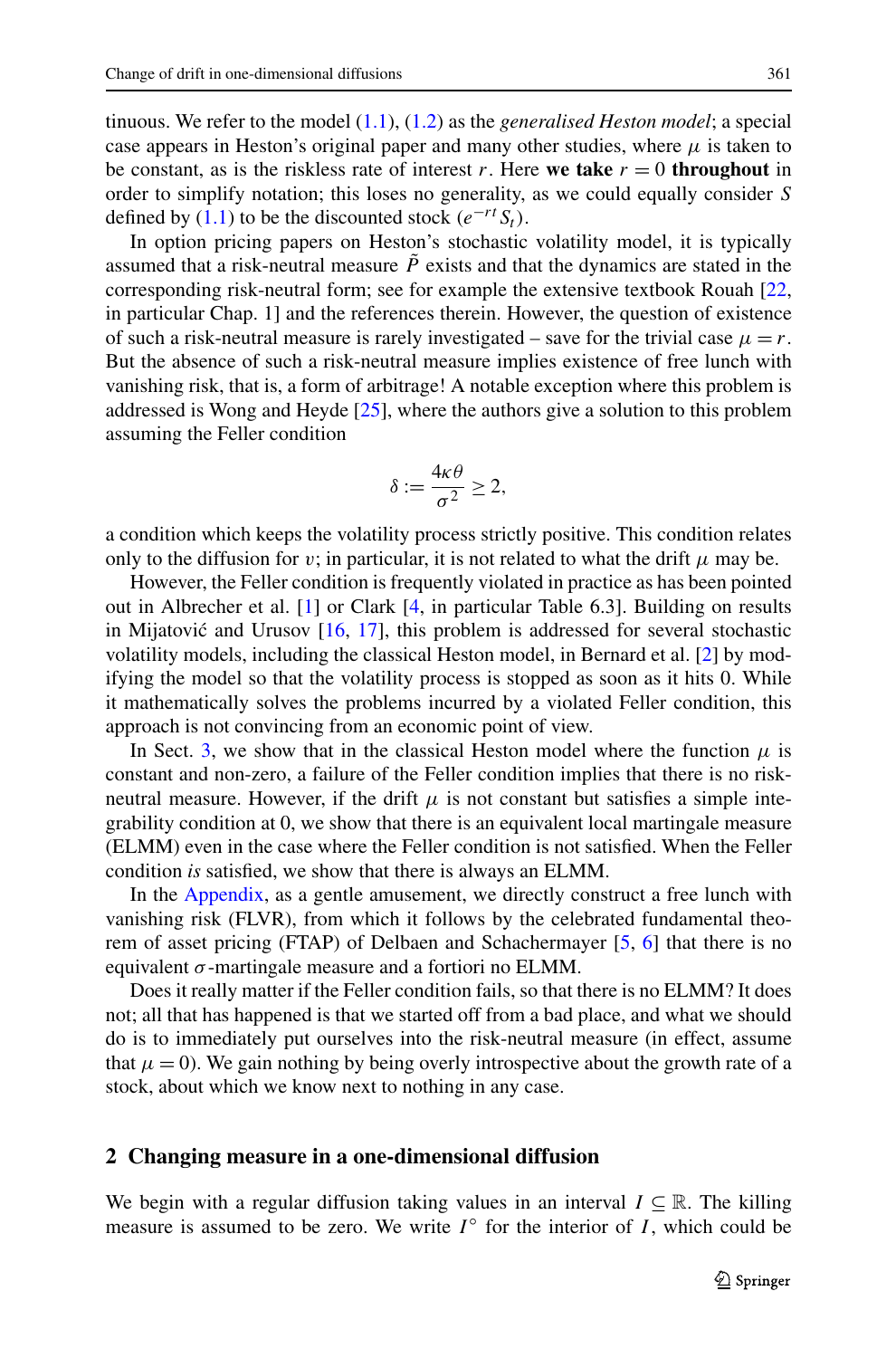tinuous. We refer to the model (1.1), (1.2) as the *generalised Heston model*; a special case appears in Heston's original paper and many other studies, where $\mu$ is taken to be constant, as is the riskless rate of interest $r$. Here **we take** $r = 0$ **throughout** in order to simplify notation; this loses no generality, as we could equally consider $S$ defined by (1.1) to be the discounted stock $(e^{-rt} S_t)$.

In option pricing papers on Heston's stochastic volatility model, it is typically assumed that a risk-neutral measure $\tilde{P}$ exists and that the dynamics are stated in the corresponding risk-neutral form; see for example the extensive textbook Rouah [22, in particular Chap. 1] and the references therein. However, the question of existence of such a risk-neutral measure is rarely investigated – save for the trivial case $\mu = r$. But the absence of such a risk-neutral measure implies existence of free lunch with vanishing risk, that is, a form of arbitrage! A notable exception where this problem is addressed is Wong and Heyde [25], where the authors give a solution to this problem assuming the Feller condition

$$\delta := \frac{4\kappa\theta}{\sigma^2} \geq 2,$$

a condition which keeps the volatility process strictly positive. This condition relates only to the diffusion for $v$; in particular, it is not related to what the drift $\mu$ may be.

However, the Feller condition is frequently violated in practice as has been pointed out in Albrecher et al. [1] or Clark [4, in particular Table 6.3]. Building on results in Mijatović and Urusov [16, 17], this problem is addressed for several stochastic volatility models, including the classical Heston model, in Bernard et al. [2] by modifying the model so that the volatility process is stopped as soon as it hits 0. While it mathematically solves the problems incurred by a violated Feller condition, this approach is not convincing from an economic point of view.

In Sect. 3, we show that in the classical Heston model where the function $\mu$ is constant and non-zero, a failure of the Feller condition implies that there is no risk-neutral measure. However, if the drift $\mu$ is not constant but satisfies a simple integrability condition at 0, we show that there is an equivalent local martingale measure (ELMM) even in the case where the Feller condition is not satisfied. When the Feller condition *is* satisfied, we show that there is always an ELMM.

In the Appendix, as a gentle amusement, we directly construct a free lunch with vanishing risk (FLVR), from which it follows by the celebrated fundamental theorem of asset pricing (FTAP) of Delbaen and Schachermayer [5, 6] that there is no equivalent $\sigma$-martingale measure and a fortiori no ELMM.

Does it really matter if the Feller condition fails, so that there is no ELMM? It does not; all that has happened is that we started off from a bad place, and what we should do is to immediately put ourselves into the risk-neutral measure (in effect, assume that $\mu = 0$). We gain nothing by being overly introspective about the growth rate of a stock, about which we know next to nothing in any case.

## 2 Changing measure in a one-dimensional diffusion

We begin with a regular diffusion taking values in an interval $I \subseteq \mathbb{R}$. The killing measure is assumed to be zero. We write $I^\circ$ for the interior of $I$, which could be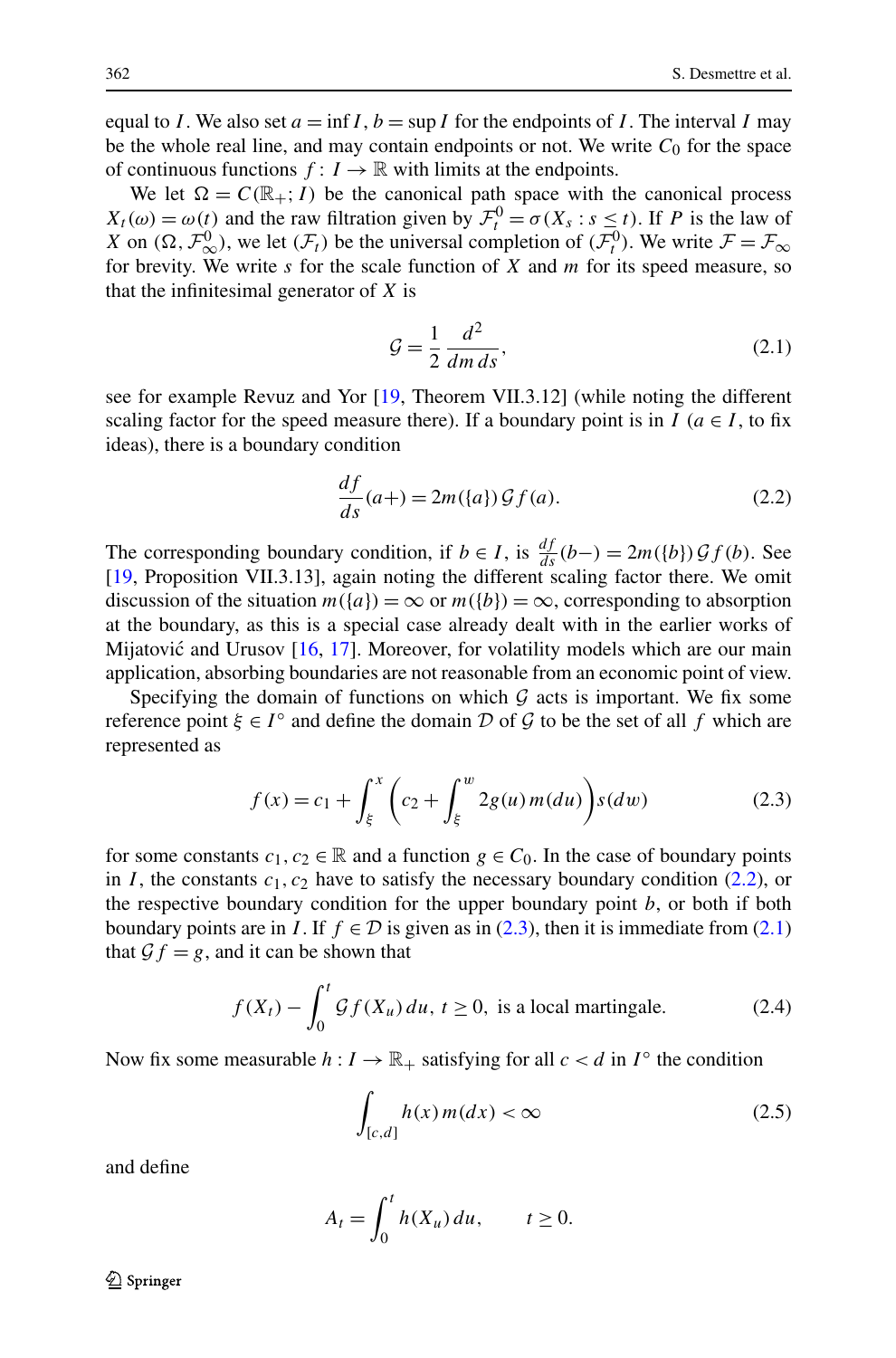equal to $I$. We also set $a = \inf I$, $b = \sup I$ for the endpoints of $I$. The interval $I$ may be the whole real line, and may contain endpoints or not. We write $C_0$ for the space of continuous functions $f: I \to \mathbb{R}$ with limits at the endpoints.

We let $\Omega = C(\mathbb{R}_+; I)$ be the canonical path space with the canonical process $X_t(\omega) = \omega(t)$ and the raw filtration given by $\mathcal{F}_t^0 = \sigma(X_s : s \leq t)$. If $P$ is the law of $X$ on $(\Omega, \mathcal{F}_\infty^0)$, we let $(\mathcal{F}_t)$ be the universal completion of $(\mathcal{F}_t^0)$. We write $\mathcal{F} = \mathcal{F}_\infty$ for brevity. We write $s$ for the scale function of $X$ and $m$ for its speed measure, so that the infinitesimal generator of $X$ is

$$\mathcal{G} = \frac{1}{2} \frac{d^2}{dm\, ds}, \tag{2.1}$$

see for example Revuz and Yor [19, Theorem VII.3.12] (while noting the different scaling factor for the speed measure there). If a boundary point is in $I$ ($a \in I$, to fix ideas), there is a boundary condition

$$\frac{df}{ds}(a+) = 2m(\{a\})\, \mathcal{G} f(a). \tag{2.2}$$

The corresponding boundary condition, if $b \in I$, is $\frac{df}{ds}(b-) = 2m(\{b\})\, \mathcal{G} f(b)$. See [19, Proposition VII.3.13], again noting the different scaling factor there. We omit discussion of the situation $m(\{a\}) = \infty$ or $m(\{b\}) = \infty$, corresponding to absorption at the boundary, as this is a special case already dealt with in the earlier works of Mijatović and Urusov [16, 17]. Moreover, for volatility models which are our main application, absorbing boundaries are not reasonable from an economic point of view.

Specifying the domain of functions on which $\mathcal{G}$ acts is important. We fix some reference point $\xi \in I^\circ$ and define the domain $\mathcal{D}$ of $\mathcal{G}$ to be the set of all $f$ which are represented as

$$f(x) = c_1 + \int_\xi^x \left( c_2 + \int_\xi^w 2g(u)\, m(du) \right) s(dw) \tag{2.3}$$

for some constants $c_1, c_2 \in \mathbb{R}$ and a function $g \in C_0$. In the case of boundary points in $I$, the constants $c_1, c_2$ have to satisfy the necessary boundary condition (2.2), or the respective boundary condition for the upper boundary point $b$, or both if both boundary points are in $I$. If $f \in \mathcal{D}$ is given as in (2.3), then it is immediate from (2.1) that $\mathcal{G} f = g$, and it can be shown that

$$f(X_t) - \int_0^t \mathcal{G} f(X_u)\, du,\ t \geq 0,\ \text{is a local martingale.} \tag{2.4}$$

Now fix some measurable $h : I \to \mathbb{R}_+$ satisfying for all $c < d$ in $I^\circ$ the condition

$$\int_{[c,d]} h(x)\, m(dx) < \infty \tag{2.5}$$

and define

$$A_t = \int_0^t h(X_u)\, du, \qquad t \geq 0.$$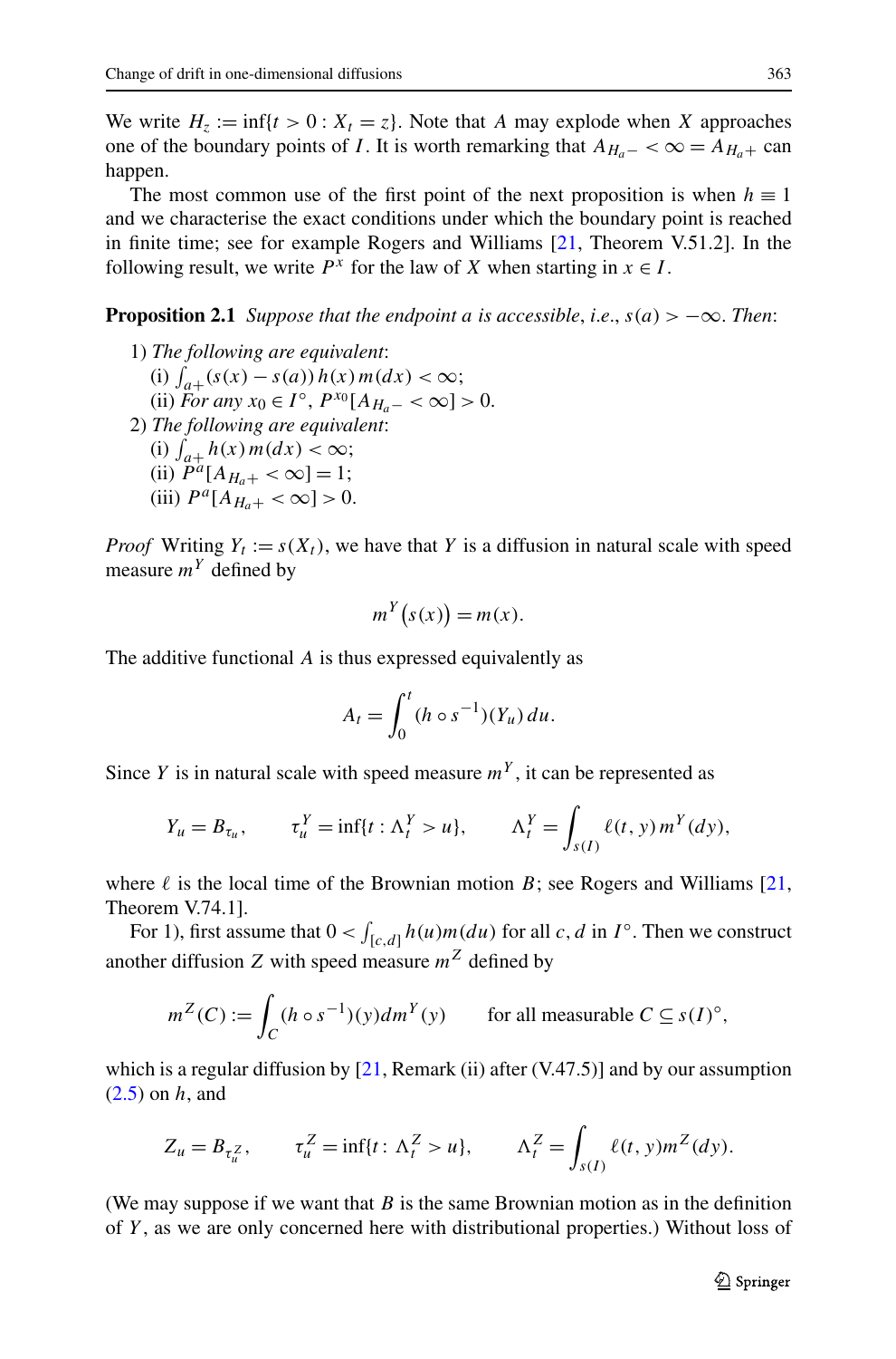We write $H_z := \inf\{t > 0 : X_t = z\}$. Note that $A$ may explode when $X$ approaches one of the boundary points of $I$. It is worth remarking that $A_{H_a-} < \infty = A_{H_a+}$ can happen.

The most common use of the first point of the next proposition is when $h \equiv 1$ and we characterise the exact conditions under which the boundary point is reached in finite time; see for example Rogers and Williams [21, Theorem V.51.2]. In the following result, we write $P^x$ for the law of $X$ when starting in $x \in I$.

**Proposition 2.1** *Suppose that the endpoint $a$ is accessible, i.e., $s(a) > -\infty$. Then:*

1) *The following are equivalent:*
   (i) $\int_{a+} (s(x) - s(a))\, h(x)\, m(dx) < \infty$;
   (ii) *For any $x_0 \in I^\circ$, $P^{x_0}[A_{H_a-} < \infty] > 0$.*
2) *The following are equivalent:*
   (i) $\int_{a+} h(x)\, m(dx) < \infty$;
   (ii) $P^a[A_{H_a+} < \infty] = 1$;
   (iii) $P^a[A_{H_a+} < \infty] > 0$.

*Proof* Writing $Y_t := s(X_t)$, we have that $Y$ is a diffusion in natural scale with speed measure $m^Y$ defined by

$$m^Y\big(s(x)\big) = m(x).$$

The additive functional $A$ is thus expressed equivalently as

$$A_t = \int_0^t (h \circ s^{-1})(Y_u)\, du.$$

Since $Y$ is in natural scale with speed measure $m^Y$, it can be represented as

$$Y_u = B_{\tau_u}, \qquad \tau_u^Y = \inf\{t : \Lambda_t^Y > u\}, \qquad \Lambda_t^Y = \int_{s(I)} \ell(t, y)\, m^Y(dy),$$

where $\ell$ is the local time of the Brownian motion $B$; see Rogers and Williams [21, Theorem V.74.1].

For 1), first assume that $0 < \int_{[c,d]} h(u) m(du)$ for all $c, d$ in $I^\circ$. Then we construct another diffusion $Z$ with speed measure $m^Z$ defined by

$$m^Z(C) := \int_C (h \circ s^{-1})(y) dm^Y(y) \qquad \text{for all measurable } C \subseteq s(I)^\circ,$$

which is a regular diffusion by [21, Remark (ii) after (V.47.5)] and by our assumption (2.5) on $h$, and

$$Z_u = B_{\tau_u^Z}, \qquad \tau_u^Z = \inf\{t : \Lambda_t^Z > u\}, \qquad \Lambda_t^Z = \int_{s(I)} \ell(t, y) m^Z(dy).$$

(We may suppose if we want that $B$ is the same Brownian motion as in the definition of $Y$, as we are only concerned here with distributional properties.) Without loss of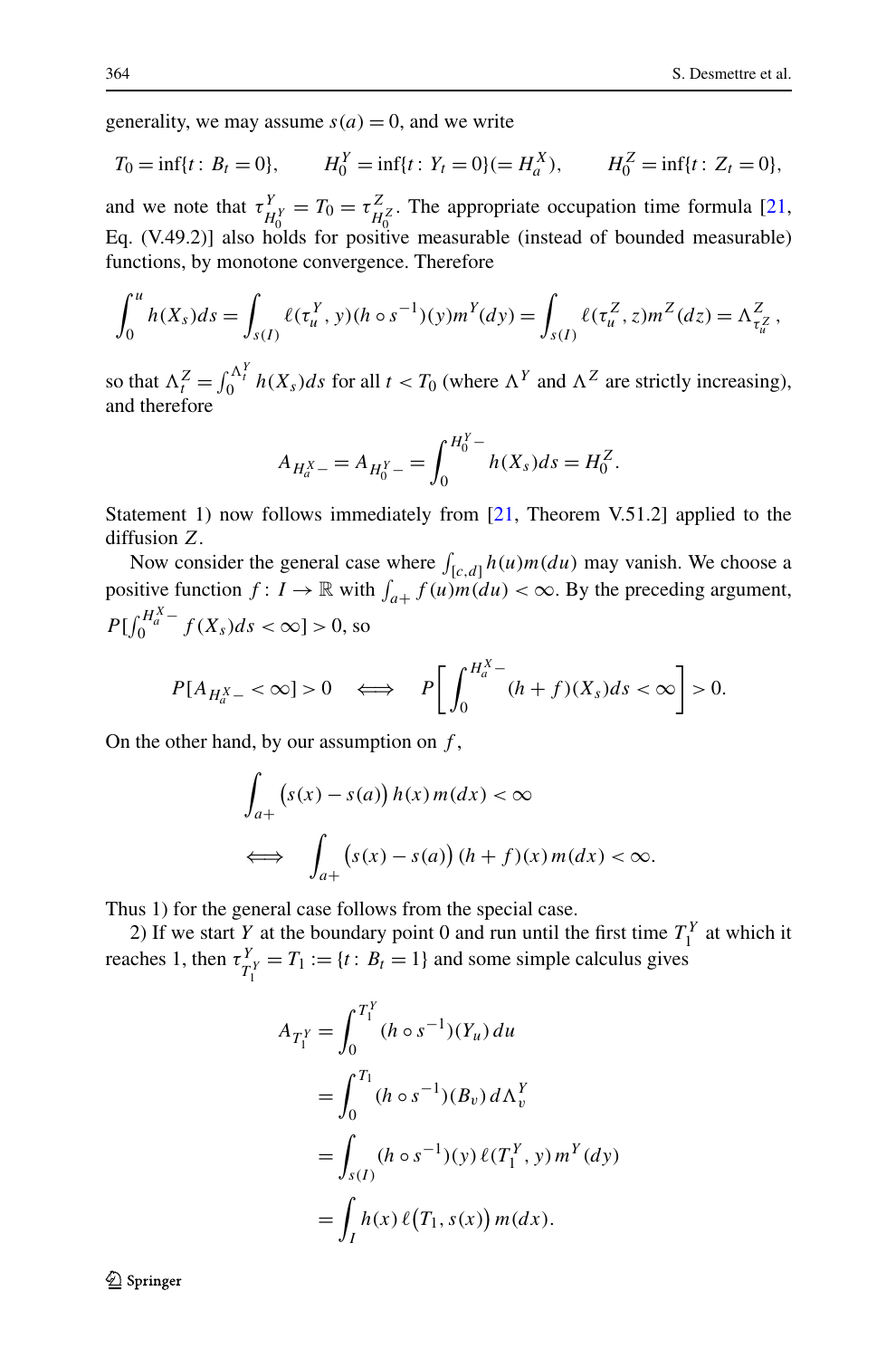generality, we may assume $s(a) = 0$, and we write

$$T_0 = \inf\{t\colon B_t = 0\}, \qquad H_0^Y = \inf\{t\colon Y_t = 0\}(= H_a^X), \qquad H_0^Z = \inf\{t\colon Z_t = 0\},$$

and we note that $\tau^Y_{H_0^Y} = T_0 = \tau^Z_{H_0^Z}$. The appropriate occupation time formula [21, Eq. (V.49.2)] also holds for positive measurable (instead of bounded measurable) functions, by monotone convergence. Therefore

$$\int_0^u h(X_s)ds = \int_{s(I)} \ell(\tau_u^Y, y)(h \circ s^{-1})(y) m^Y(dy) = \int_{s(I)} \ell(\tau_u^Z, z) m^Z(dz) = \Lambda^Z_{\tau_u^Z},$$

so that $\Lambda_t^Z = \int_0^{\Lambda_t^Y} h(X_s)ds$ for all $t < T_0$ (where $\Lambda^Y$ and $\Lambda^Z$ are strictly increasing), and therefore

$$A_{H_a^X-} = A_{H_0^Y-} = \int_0^{H_0^Y-} h(X_s)ds = H_0^Z.$$

Statement 1) now follows immediately from [21, Theorem V.51.2] applied to the diffusion $Z$.

Now consider the general case where $\int_{[c,d]} h(u)m(du)$ may vanish. We choose a positive function $f\colon I \to \mathbb{R}$ with $\int_{a+} f(u)m(du) < \infty$. By the preceding argument, $P[\int_0^{H_a^X-} f(X_s)ds < \infty] > 0$, so

$$P[A_{H_a^X-} < \infty] > 0 \quad \Longleftrightarrow \quad P\left[\int_0^{H_a^X-} (h+f)(X_s)ds < \infty\right] > 0.$$

On the other hand, by our assumption on $f$,

$$\int_{a+} \big(s(x) - s(a)\big)\, h(x)\, m(dx) < \infty$$

$$\Longleftrightarrow \quad \int_{a+} \big(s(x) - s(a)\big)\, (h+f)(x)\, m(dx) < \infty.$$

Thus 1) for the general case follows from the special case.

2) If we start $Y$ at the boundary point 0 and run until the first time $T_1^Y$ at which it reaches 1, then $\tau^Y_{T_1^Y} = T_1 := \{t\colon B_t = 1\}$ and some simple calculus gives

$$\begin{aligned}
A_{T_1^Y} &= \int_0^{T_1^Y} (h \circ s^{-1})(Y_u)\, du \\
&= \int_0^{T_1} (h \circ s^{-1})(B_v)\, d\Lambda_v^Y \\
&= \int_{s(I)} (h \circ s^{-1})(y)\, \ell(T_1^Y, y)\, m^Y(dy) \\
&= \int_I h(x)\, \ell\big(T_1, s(x)\big)\, m(dx).
\end{aligned}$$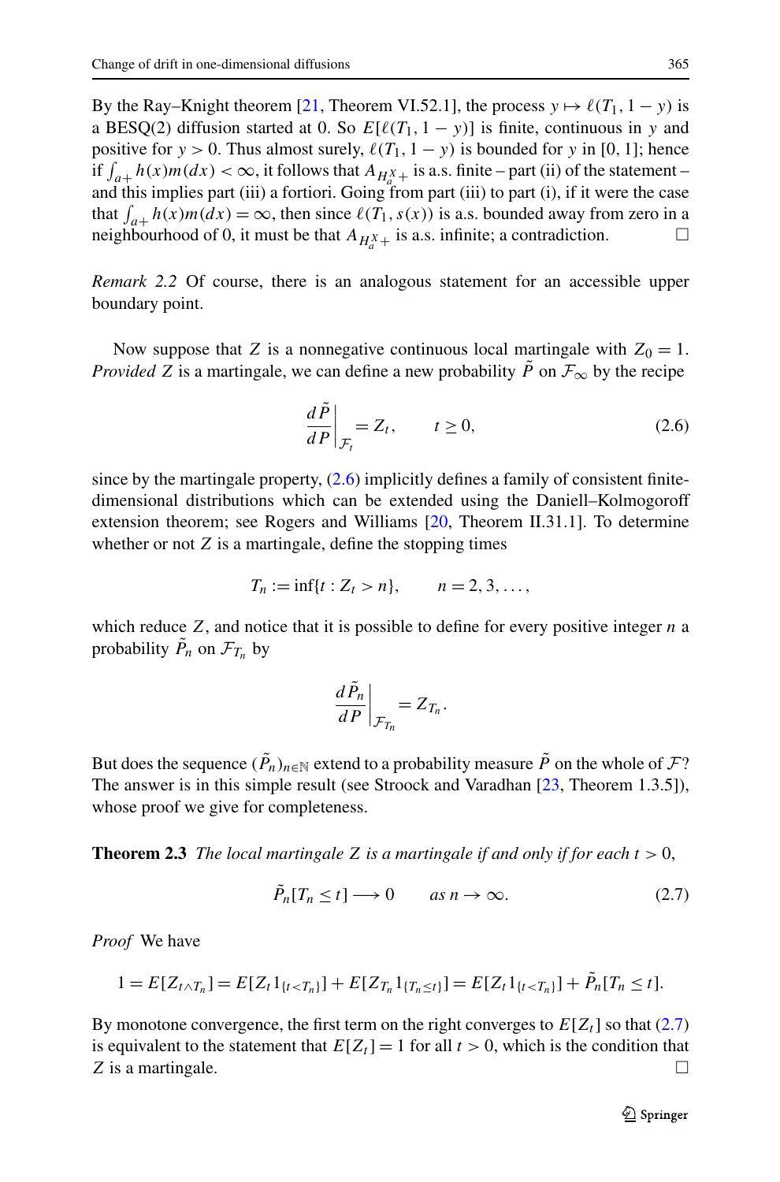By the Ray–Knight theorem [21, Theorem VI.52.1], the process $y \mapsto \ell(T_1, 1-y)$ is a BESQ(2) diffusion started at 0. So $E[\ell(T_1, 1-y)]$ is finite, continuous in $y$ and positive for $y > 0$. Thus almost surely, $\ell(T_1, 1-y)$ is bounded for $y$ in $[0,1]$; hence if $\int_{a+} h(x)m(dx) < \infty$, it follows that $A_{H_a^X+}$ is a.s. finite – part (ii) of the statement – and this implies part (iii) a fortiori. Going from part (iii) to part (i), if it were the case that $\int_{a+} h(x)m(dx) = \infty$, then since $\ell(T_1, s(x))$ is a.s. bounded away from zero in a neighbourhood of 0, it must be that $A_{H_a^X+}$ is a.s. infinite; a contradiction. □

*Remark 2.2* Of course, there is an analogous statement for an accessible upper boundary point.

Now suppose that $Z$ is a nonnegative continuous local martingale with $Z_0 = 1$. *Provided* $Z$ is a martingale, we can define a new probability $\tilde{P}$ on $\mathcal{F}_\infty$ by the recipe

$$\left.\frac{d\tilde{P}}{dP}\right|_{\mathcal{F}_t} = Z_t, \qquad t \geq 0, \tag{2.6}$$

since by the martingale property, (2.6) implicitly defines a family of consistent finite-dimensional distributions which can be extended using the Daniell–Kolmogoroff extension theorem; see Rogers and Williams [20, Theorem II.31.1]. To determine whether or not $Z$ is a martingale, define the stopping times

$$T_n := \inf\{t : Z_t > n\}, \qquad n = 2, 3, \ldots,$$

which reduce $Z$, and notice that it is possible to define for every positive integer $n$ a probability $\tilde{P}_n$ on $\mathcal{F}_{T_n}$ by

$$\left.\frac{d\tilde{P}_n}{dP}\right|_{\mathcal{F}_{T_n}} = Z_{T_n}.$$

But does the sequence $(\tilde{P}_n)_{n\in\mathbb{N}}$ extend to a probability measure $\tilde{P}$ on the whole of $\mathcal{F}$? The answer is in this simple result (see Stroock and Varadhan [23, Theorem 1.3.5]), whose proof we give for completeness.

**Theorem 2.3** *The local martingale $Z$ is a martingale if and only if for each $t > 0$,*

$$\tilde{P}_n[T_n \leq t] \longrightarrow 0 \qquad \text{as } n \to \infty. \tag{2.7}$$

*Proof* We have

$$1 = E[Z_{t\wedge T_n}] = E[Z_t 1_{\{t<T_n\}}] + E[Z_{T_n} 1_{\{T_n \leq t\}}] = E[Z_t 1_{\{t<T_n\}}] + \tilde{P}_n[T_n \leq t].$$

By monotone convergence, the first term on the right converges to $E[Z_t]$ so that (2.7) is equivalent to the statement that $E[Z_t] = 1$ for all $t > 0$, which is the condition that $Z$ is a martingale. □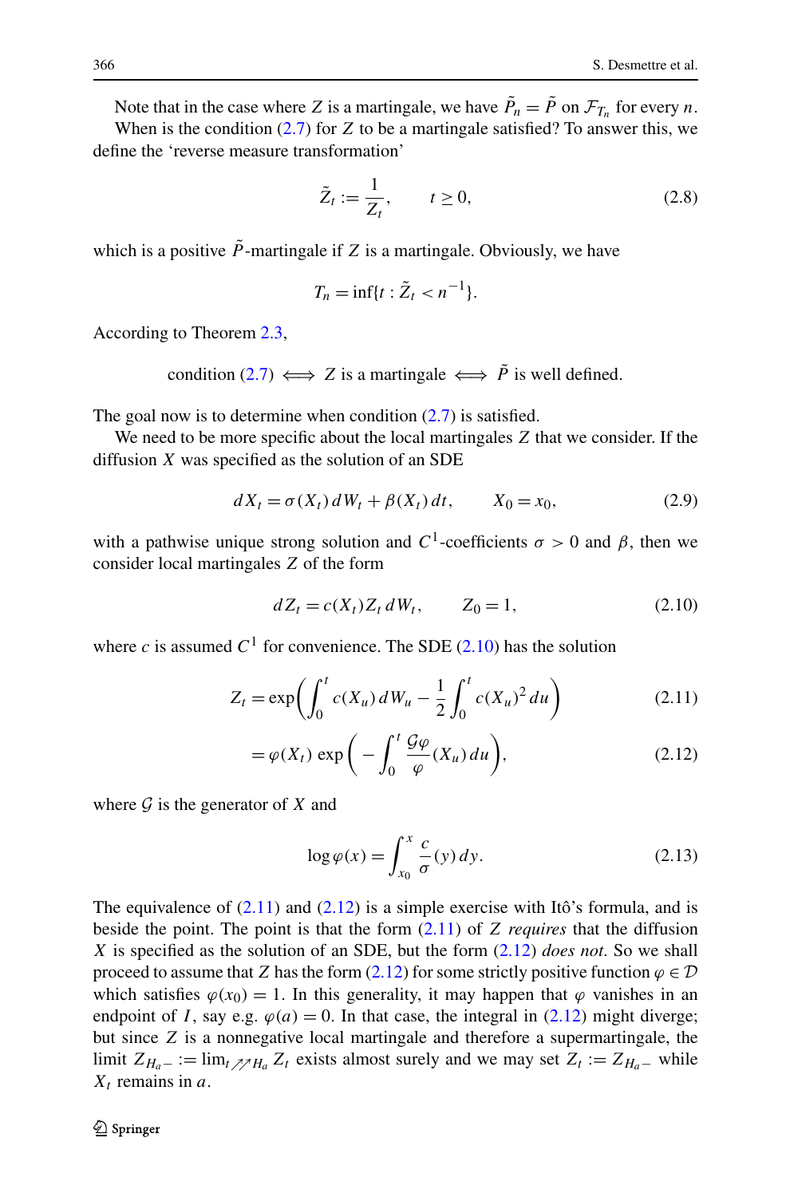Note that in the case where $Z$ is a martingale, we have $\tilde{P}_n = \tilde{P}$ on $\mathcal{F}_{T_n}$ for every $n$.

When is the condition (2.7) for $Z$ to be a martingale satisfied? To answer this, we define the 'reverse measure transformation'

$$\tilde{Z}_t := \frac{1}{Z_t}, \qquad t \geq 0, \tag{2.8}$$

which is a positive $\tilde{P}$-martingale if $Z$ is a martingale. Obviously, we have

$$T_n = \inf\{t : \tilde{Z}_t < n^{-1}\}.$$

According to Theorem 2.3,

$$\text{condition (2.7)} \iff Z \text{ is a martingale} \iff \tilde{P} \text{ is well defined.}$$

The goal now is to determine when condition (2.7) is satisfied.

We need to be more specific about the local martingales $Z$ that we consider. If the diffusion $X$ was specified as the solution of an SDE

$$dX_t = \sigma(X_t)\, dW_t + \beta(X_t)\, dt, \qquad X_0 = x_0, \tag{2.9}$$

with a pathwise unique strong solution and $C^1$-coefficients $\sigma > 0$ and $\beta$, then we consider local martingales $Z$ of the form

$$dZ_t = c(X_t) Z_t\, dW_t, \qquad Z_0 = 1, \tag{2.10}$$

where $c$ is assumed $C^1$ for convenience. The SDE (2.10) has the solution

$$Z_t = \exp\left(\int_0^t c(X_u)\, dW_u - \frac{1}{2}\int_0^t c(X_u)^2\, du\right) \tag{2.11}$$

$$= \varphi(X_t) \exp\left(-\int_0^t \frac{\mathcal{G}\varphi}{\varphi}(X_u)\, du\right), \tag{2.12}$$

where $\mathcal{G}$ is the generator of $X$ and

$$\log \varphi(x) = \int_{x_0}^x \frac{c}{\sigma}(y)\, dy. \tag{2.13}$$

The equivalence of (2.11) and (2.12) is a simple exercise with Itô's formula, and is beside the point. The point is that the form (2.11) of $Z$ *requires* that the diffusion $X$ is specified as the solution of an SDE, but the form (2.12) *does not*. So we shall proceed to assume that $Z$ has the form (2.12) for some strictly positive function $\varphi \in \mathcal{D}$ which satisfies $\varphi(x_0) = 1$. In this generality, it may happen that $\varphi$ vanishes in an endpoint of $I$, say e.g. $\varphi(a) = 0$. In that case, the integral in (2.12) might diverge; but since $Z$ is a nonnegative local martingale and therefore a supermartingale, the limit $Z_{H_a-} := \lim_{t \nearrow\nearrow H_a} Z_t$ exists almost surely and we may set $Z_t := Z_{H_a-}$ while $X_t$ remains in $a$.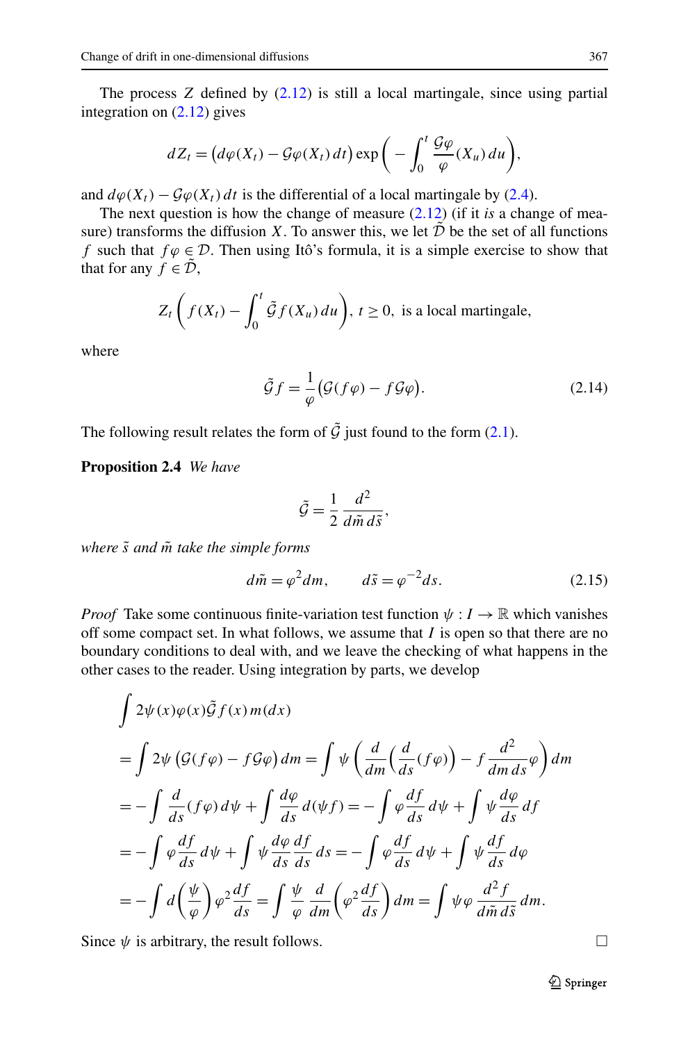The process $Z$ defined by (2.12) is still a local martingale, since using partial integration on (2.12) gives

$$dZ_t = \big(d\varphi(X_t) - \mathcal{G}\varphi(X_t)\,dt\big)\exp\bigg(-\int_0^t \frac{\mathcal{G}\varphi}{\varphi}(X_u)\,du\bigg),$$

and $d\varphi(X_t) - \mathcal{G}\varphi(X_t)\,dt$ is the differential of a local martingale by (2.4).

The next question is how the change of measure (2.12) (if it *is* a change of measure) transforms the diffusion $X$. To answer this, we let $\tilde{\mathcal{D}}$ be the set of all functions $f$ such that $f\varphi \in \mathcal{D}$. Then using Itô's formula, it is a simple exercise to show that that for any $f \in \tilde{\mathcal{D}}$,

$$Z_t\bigg(f(X_t) - \int_0^t \tilde{\mathcal{G}} f(X_u)\,du\bigg),\ t \geq 0,\ \text{ is a local martingale,}$$

where

$$\tilde{\mathcal{G}} f = \frac{1}{\varphi}\big(\mathcal{G}(f\varphi) - f\mathcal{G}\varphi\big). \tag{2.14}$$

The following result relates the form of $\tilde{\mathcal{G}}$ just found to the form (2.1).

**Proposition 2.4** *We have*

$$\tilde{\mathcal{G}} = \frac{1}{2}\,\frac{d^2}{d\tilde{m}\,d\tilde{s}},$$

*where $\tilde{s}$ and $\tilde{m}$ take the simple forms*

$$d\tilde{m} = \varphi^2 dm, \qquad d\tilde{s} = \varphi^{-2} ds. \tag{2.15}$$

*Proof* Take some continuous finite-variation test function $\psi : I \to \mathbb{R}$ which vanishes off some compact set. In what follows, we assume that $I$ is open so that there are no boundary conditions to deal with, and we leave the checking of what happens in the other cases to the reader. Using integration by parts, we develop

$$\begin{aligned}
&\int 2\psi(x)\varphi(x)\tilde{\mathcal{G}} f(x)\,m(dx) \\
&= \int 2\psi\,\big(\mathcal{G}(f\varphi) - f\mathcal{G}\varphi\big)\,dm = \int \psi\left(\frac{d}{dm}\Big(\frac{d}{ds}(f\varphi)\Big) - f\,\frac{d^2}{dm\,ds}\varphi\right)dm \\
&= -\int \frac{d}{ds}(f\varphi)\,d\psi + \int \frac{d\varphi}{ds}\,d(\psi f) = -\int \varphi\frac{df}{ds}\,d\psi + \int \psi\frac{d\varphi}{ds}\,df \\
&= -\int \varphi\frac{df}{ds}\,d\psi + \int \psi\frac{d\varphi}{ds}\frac{df}{ds}\,ds = -\int \varphi\frac{df}{ds}\,d\psi + \int \psi\frac{df}{ds}\,d\varphi \\
&= -\int d\Big(\frac{\psi}{\varphi}\Big)\varphi^2\frac{df}{ds} = \int \frac{\psi}{\varphi}\,\frac{d}{dm}\Big(\varphi^2\frac{df}{ds}\Big)\,dm = \int \psi\varphi\,\frac{d^2 f}{d\tilde{m}\,d\tilde{s}}\,dm.
\end{aligned}$$

Since $\psi$ is arbitrary, the result follows. □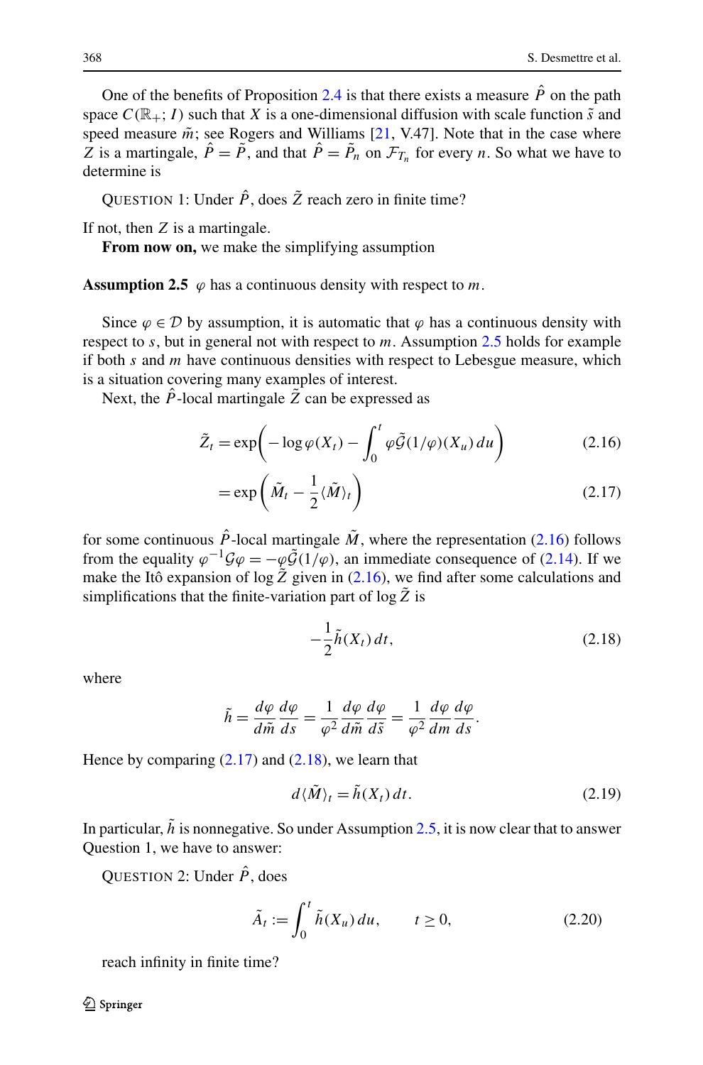One of the benefits of Proposition 2.4 is that there exists a measure $\hat{P}$ on the path space $C(\mathbb{R}_+; I)$ such that $X$ is a one-dimensional diffusion with scale function $\tilde{s}$ and speed measure $\tilde{m}$; see Rogers and Williams [21, V.47]. Note that in the case where $Z$ is a martingale, $\hat{P} = \tilde{P}$, and that $\hat{P} = \tilde{P}_n$ on $\mathcal{F}_{T_n}$ for every $n$. So what we have to determine is

QUESTION 1: Under $\hat{P}$, does $\tilde{Z}$ reach zero in finite time?

If not, then $Z$ is a martingale.

**From now on,** we make the simplifying assumption

**Assumption 2.5** $\varphi$ has a continuous density with respect to $m$.

Since $\varphi \in \mathcal{D}$ by assumption, it is automatic that $\varphi$ has a continuous density with respect to $s$, but in general not with respect to $m$. Assumption 2.5 holds for example if both $s$ and $m$ have continuous densities with respect to Lebesgue measure, which is a situation covering many examples of interest.

Next, the $\hat{P}$-local martingale $\tilde{Z}$ can be expressed as

$$\tilde{Z}_t = \exp\biggl(-\log\varphi(X_t) - \int_0^t \varphi\tilde{\mathcal{G}}(1/\varphi)(X_u)\,du\biggr) \tag{2.16}$$

$$= \exp\biggl(\tilde{M}_t - \frac{1}{2}\langle\tilde{M}\rangle_t\biggr) \tag{2.17}$$

for some continuous $\hat{P}$-local martingale $\tilde{M}$, where the representation (2.16) follows from the equality $\varphi^{-1}\mathcal{G}\varphi = -\varphi\tilde{\mathcal{G}}(1/\varphi)$, an immediate consequence of (2.14). If we make the Itô expansion of $\log\tilde{Z}$ given in (2.16), we find after some calculations and simplifications that the finite-variation part of $\log\tilde{Z}$ is

$$-\frac{1}{2}\tilde{h}(X_t)\,dt, \tag{2.18}$$

where

$$\tilde{h} = \frac{d\varphi}{d\tilde{m}}\frac{d\varphi}{ds} = \frac{1}{\varphi^2}\frac{d\varphi}{d\tilde{m}}\frac{d\varphi}{d\tilde{s}} = \frac{1}{\varphi^2}\frac{d\varphi}{dm}\frac{d\varphi}{ds}.$$

Hence by comparing (2.17) and (2.18), we learn that

$$d\langle\tilde{M}\rangle_t = \tilde{h}(X_t)\,dt. \tag{2.19}$$

In particular, $\tilde{h}$ is nonnegative. So under Assumption 2.5, it is now clear that to answer Question 1, we have to answer:

QUESTION 2: Under $\hat{P}$, does

$$\tilde{A}_t := \int_0^t \tilde{h}(X_u)\,du, \qquad t \ge 0, \tag{2.20}$$

reach infinity in finite time?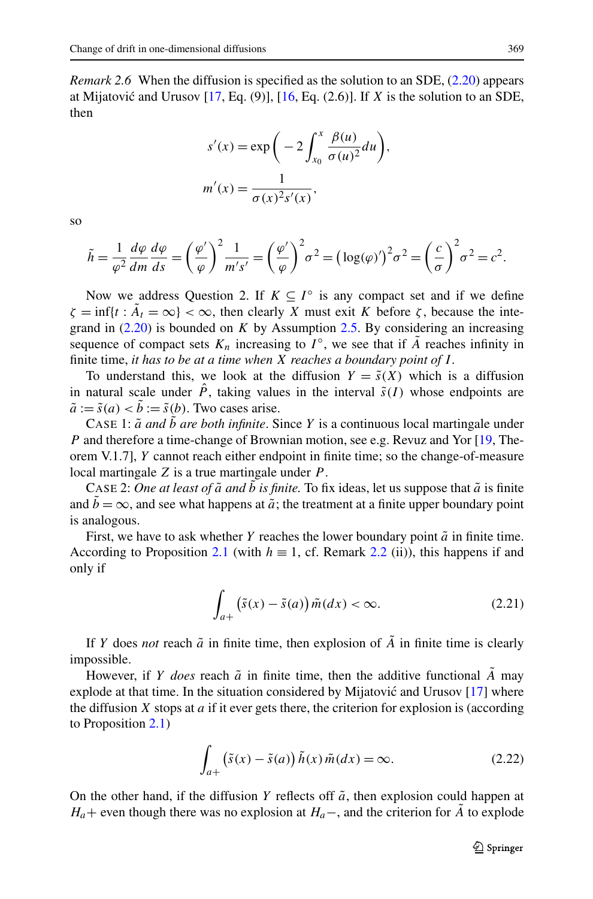*Remark 2.6* When the diffusion is specified as the solution to an SDE, (2.20) appears at Mijatović and Urusov [17, Eq. (9)], [16, Eq. (2.6)]. If $X$ is the solution to an SDE, then

$$s'(x) = \exp\left( -2 \int_{x_0}^{x} \frac{\beta(u)}{\sigma(u)^2} du \right),$$

$$m'(x) = \frac{1}{\sigma(x)^2 s'(x)},$$

so

$$\tilde{h} = \frac{1}{\varphi^2} \frac{d\varphi}{dm} \frac{d\varphi}{ds} = \left(\frac{\varphi'}{\varphi}\right)^2 \frac{1}{m's'} = \left(\frac{\varphi'}{\varphi}\right)^2 \sigma^2 = \left(\log(\varphi)'\right)^2 \sigma^2 = \left(\frac{c}{\sigma}\right)^2 \sigma^2 = c^2.$$

Now we address Question 2. If $K \subseteq I^\circ$ is any compact set and if we define $\zeta = \inf\{t : \tilde{A}_t = \infty\} < \infty$, then clearly $X$ must exit $K$ before $\zeta$, because the integrand in (2.20) is bounded on $K$ by Assumption 2.5. By considering an increasing sequence of compact sets $K_n$ increasing to $I^\circ$, we see that if $\tilde{A}$ reaches infinity in finite time, *it has to be at a time when $X$ reaches a boundary point of $I$*.

To understand this, we look at the diffusion $Y = \tilde{s}(X)$ which is a diffusion in natural scale under $\hat{P}$, taking values in the interval $\tilde{s}(I)$ whose endpoints are $\tilde{a} := \tilde{s}(a) < \tilde{b} := \tilde{s}(b)$. Two cases arise.

CASE 1: *$\tilde{a}$ and $\tilde{b}$ are both infinite*. Since $Y$ is a continuous local martingale under $P$ and therefore a time-change of Brownian motion, see e.g. Revuz and Yor [19, Theorem V.1.7], $Y$ cannot reach either endpoint in finite time; so the change-of-measure local martingale $Z$ is a true martingale under $P$.

CASE 2: *One at least of $\tilde{a}$ and $\tilde{b}$ is finite.* To fix ideas, let us suppose that $\tilde{a}$ is finite and $\tilde{b} = \infty$, and see what happens at $\tilde{a}$; the treatment at a finite upper boundary point is analogous.

First, we have to ask whether $Y$ reaches the lower boundary point $\tilde{a}$ in finite time. According to Proposition 2.1 (with $h \equiv 1$, cf. Remark 2.2 (ii)), this happens if and only if

$$\int_{a+} \left(\tilde{s}(x) - \tilde{s}(a)\right) \tilde{m}(dx) < \infty. \tag{2.21}$$

If $Y$ does *not* reach $\tilde{a}$ in finite time, then explosion of $\tilde{A}$ in finite time is clearly impossible.

However, if $Y$ *does* reach $\tilde{a}$ in finite time, then the additive functional $\tilde{A}$ may explode at that time. In the situation considered by Mijatović and Urusov [17] where the diffusion $X$ stops at $a$ if it ever gets there, the criterion for explosion is (according to Proposition 2.1)

$$\int_{a+} \left(\tilde{s}(x) - \tilde{s}(a)\right) \tilde{h}(x)\, \tilde{m}(dx) = \infty. \tag{2.22}$$

On the other hand, if the diffusion $Y$ reflects off $\tilde{a}$, then explosion could happen at $H_a+$ even though there was no explosion at $H_a-$, and the criterion for $\tilde{A}$ to explode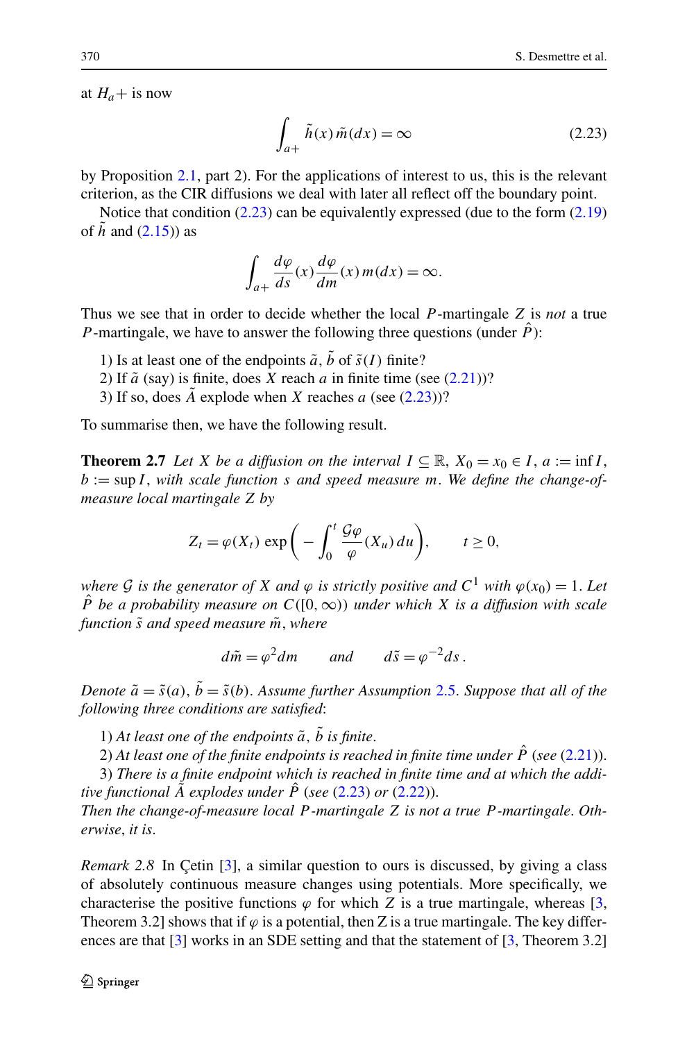at $H_a+$ is now

$$\int_{a+} \tilde{h}(x)\,\tilde{m}(dx) = \infty \tag{2.23}$$

by Proposition 2.1, part 2). For the applications of interest to us, this is the relevant criterion, as the CIR diffusions we deal with later all reflect off the boundary point.

Notice that condition (2.23) can be equivalently expressed (due to the form (2.19) of $\tilde{h}$ and (2.15)) as

$$\int_{a+} \frac{d\varphi}{ds}(x)\frac{d\varphi}{dm}(x)\,m(dx) = \infty.$$

Thus we see that in order to decide whether the local $P$-martingale $Z$ is *not* a true $P$-martingale, we have to answer the following three questions (under $\hat{P}$):

1) Is at least one of the endpoints $\tilde{a}$, $\tilde{b}$ of $\tilde{s}(I)$ finite?
2) If $\tilde{a}$ (say) is finite, does $X$ reach $a$ in finite time (see (2.21))?
3) If so, does $\tilde{A}$ explode when $X$ reaches $a$ (see (2.23))?

To summarise then, we have the following result.

**Theorem 2.7** *Let $X$ be a diffusion on the interval $I \subseteq \mathbb{R}$, $X_0 = x_0 \in I$, $a := \inf I$, $b := \sup I$, with scale function $s$ and speed measure $m$. We define the change-of-measure local martingale $Z$ by*

$$Z_t = \varphi(X_t)\,\exp\biggl(-\int_0^t \frac{\mathcal{G}\varphi}{\varphi}(X_u)\,du\biggr), \qquad t \geq 0,$$

*where $\mathcal{G}$ is the generator of $X$ and $\varphi$ is strictly positive and $C^1$ with $\varphi(x_0) = 1$. Let $\hat{P}$ be a probability measure on $C([0,\infty))$ under which $X$ is a diffusion with scale function $\tilde{s}$ and speed measure $\tilde{m}$, where*

$$d\tilde{m} = \varphi^2 dm \qquad \text{and} \qquad d\tilde{s} = \varphi^{-2} ds\,.$$

*Denote $\tilde{a} = \tilde{s}(a)$, $\tilde{b} = \tilde{s}(b)$. Assume further Assumption 2.5. Suppose that all of the following three conditions are satisfied*:

1) *At least one of the endpoints $\tilde{a}$, $\tilde{b}$ is finite*.
2) *At least one of the finite endpoints is reached in finite time under $\hat{P}$ (see (2.21))*.
3) *There is a finite endpoint which is reached in finite time and at which the additive functional $\tilde{A}$ explodes under $\hat{P}$ (see (2.23) or (2.22))*.

*Then the change-of-measure local $P$-martingale $Z$ is not a true $P$-martingale. Otherwise, it is*.

*Remark 2.8* In Çetin [3], a similar question to ours is discussed, by giving a class of absolutely continuous measure changes using potentials. More specifically, we characterise the positive functions $\varphi$ for which $Z$ is a true martingale, whereas [3, Theorem 3.2] shows that if $\varphi$ is a potential, then Z is a true martingale. The key differences are that [3] works in an SDE setting and that the statement of [3, Theorem 3.2]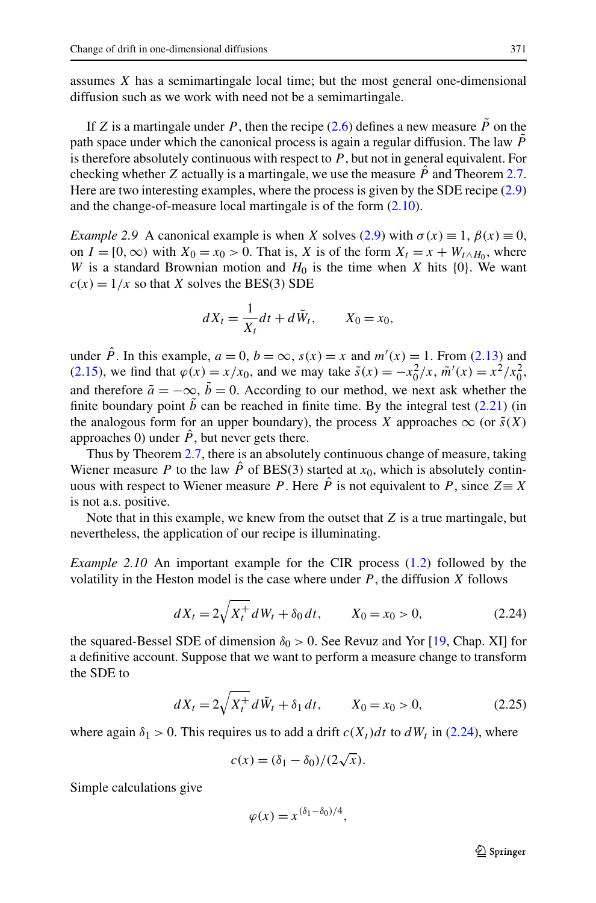assumes $X$ has a semimartingale local time; but the most general one-dimensional diffusion such as we work with need not be a semimartingale.

If $Z$ is a martingale under $P$, then the recipe (2.6) defines a new measure $\tilde{P}$ on the path space under which the canonical process is again a regular diffusion. The law $\tilde{P}$ is therefore absolutely continuous with respect to $P$, but not in general equivalent. For checking whether $Z$ actually is a martingale, we use the measure $\hat{P}$ and Theorem 2.7. Here are two interesting examples, where the process is given by the SDE recipe (2.9) and the change-of-measure local martingale is of the form (2.10).

*Example 2.9* A canonical example is when $X$ solves (2.9) with $\sigma(x) \equiv 1$, $\beta(x) \equiv 0$, on $I = [0, \infty)$ with $X_0 = x_0 > 0$. That is, $X$ is of the form $X_t = x + W_{t \wedge H_0}$, where $W$ is a standard Brownian motion and $H_0$ is the time when $X$ hits $\{0\}$. We want $c(x) = 1/x$ so that $X$ solves the BES(3) SDE

$$dX_t = \frac{1}{X_t} dt + d\tilde{W}_t, \qquad X_0 = x_0,$$

under $\hat{P}$. In this example, $a = 0$, $b = \infty$, $s(x) = x$ and $m'(x) = 1$. From (2.13) and (2.15), we find that $\varphi(x) = x/x_0$, and we may take $\tilde{s}(x) = -x_0^2/x$, $\tilde{m}'(x) = x^2/x_0^2$, and therefore $\tilde{a} = -\infty$, $\tilde{b} = 0$. According to our method, we next ask whether the finite boundary point $\tilde{b}$ can be reached in finite time. By the integral test (2.21) (in the analogous form for an upper boundary), the process $X$ approaches $\infty$ (or $\tilde{s}(X)$ approaches 0) under $\hat{P}$, but never gets there.

Thus by Theorem 2.7, there is an absolutely continuous change of measure, taking Wiener measure $P$ to the law $\hat{P}$ of BES(3) started at $x_0$, which is absolutely continuous with respect to Wiener measure $P$. Here $\hat{P}$ is not equivalent to $P$, since $Z \equiv X$ is not a.s. positive.

Note that in this example, we knew from the outset that $Z$ is a true martingale, but nevertheless, the application of our recipe is illuminating.

*Example 2.10* An important example for the CIR process (1.2) followed by the volatility in the Heston model is the case where under $P$, the diffusion $X$ follows

$$dX_t = 2\sqrt{X_t^+}\, dW_t + \delta_0\, dt, \qquad X_0 = x_0 > 0, \tag{2.24}$$

the squared-Bessel SDE of dimension $\delta_0 > 0$. See Revuz and Yor [19, Chap. XI] for a definitive account. Suppose that we want to perform a measure change to transform the SDE to

$$dX_t = 2\sqrt{X_t^+}\, d\tilde{W}_t + \delta_1\, dt, \qquad X_0 = x_0 > 0, \tag{2.25}$$

where again $\delta_1 > 0$. This requires us to add a drift $c(X_t)dt$ to $dW_t$ in (2.24), where

$$c(x) = (\delta_1 - \delta_0)/(2\sqrt{x}).$$

Simple calculations give

$$\varphi(x) = x^{(\delta_1 - \delta_0)/4},$$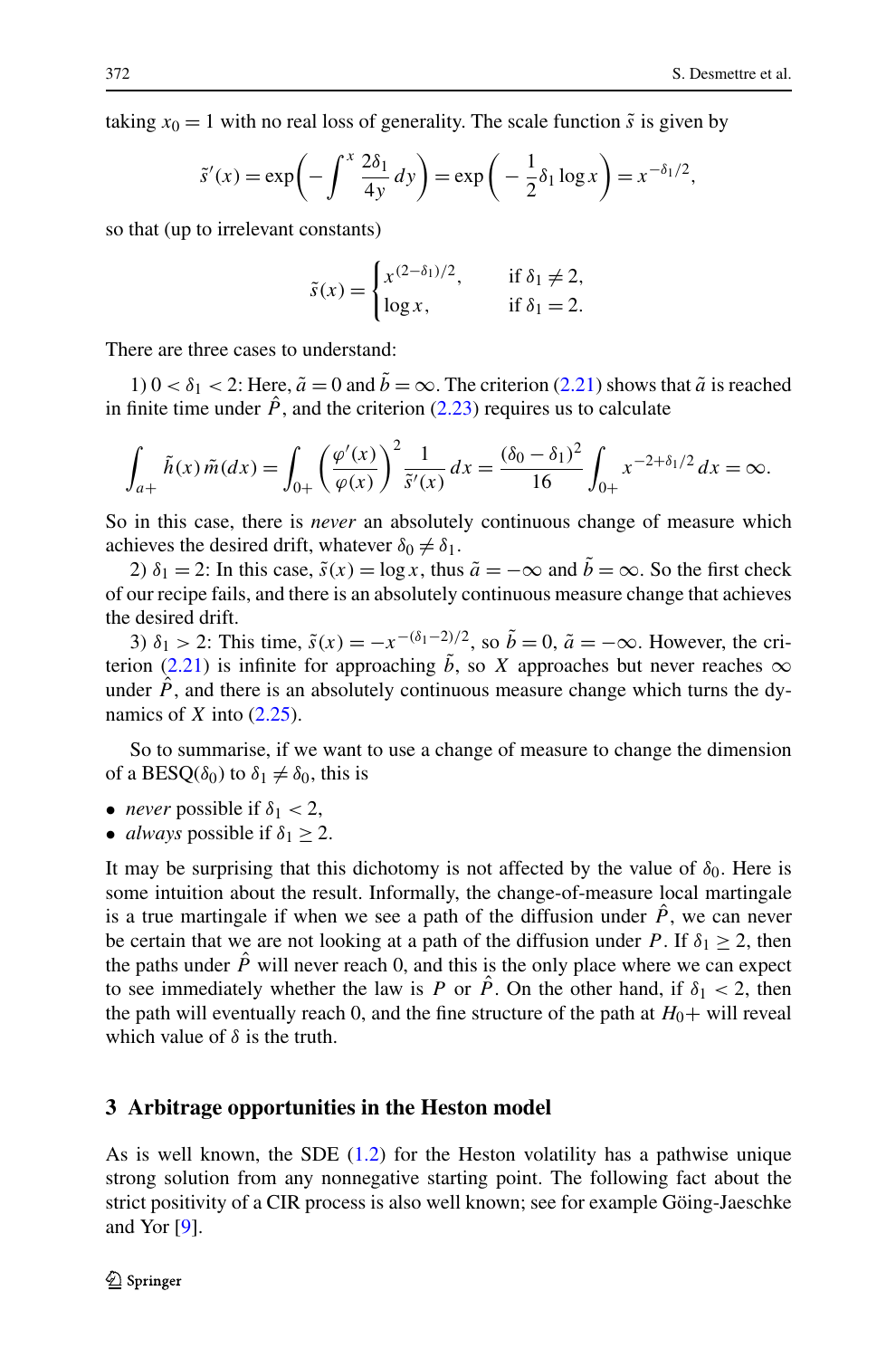taking $x_0 = 1$ with no real loss of generality. The scale function $\tilde{s}$ is given by

$$\tilde{s}'(x) = \exp\left( -\int^x \frac{2\delta_1}{4y}\, dy \right) = \exp\left( -\frac{1}{2}\delta_1 \log x \right) = x^{-\delta_1/2},$$

so that (up to irrelevant constants)

$$\tilde{s}(x) = \begin{cases} x^{(2-\delta_1)/2}, & \text{if } \delta_1 \neq 2, \\ \log x, & \text{if } \delta_1 = 2. \end{cases}$$

There are three cases to understand:

1) $0 < \delta_1 < 2$: Here, $\tilde{a} = 0$ and $\tilde{b} = \infty$. The criterion (2.21) shows that $\tilde{a}$ is reached in finite time under $\hat{P}$, and the criterion (2.23) requires us to calculate

$$\int_{a+} \tilde{h}(x)\, \tilde{m}(dx) = \int_{0+} \left( \frac{\varphi'(x)}{\varphi(x)} \right)^2 \frac{1}{\tilde{s}'(x)}\, dx = \frac{(\delta_0 - \delta_1)^2}{16} \int_{0+} x^{-2+\delta_1/2}\, dx = \infty.$$

So in this case, there is *never* an absolutely continuous change of measure which achieves the desired drift, whatever $\delta_0 \neq \delta_1$.

2) $\delta_1 = 2$: In this case, $\tilde{s}(x) = \log x$, thus $\tilde{a} = -\infty$ and $\tilde{b} = \infty$. So the first check of our recipe fails, and there is an absolutely continuous measure change that achieves the desired drift.

3) $\delta_1 > 2$: This time, $\tilde{s}(x) = -x^{-(\delta_1-2)/2}$, so $\tilde{b} = 0$, $\tilde{a} = -\infty$. However, the criterion (2.21) is infinite for approaching $\tilde{b}$, so $X$ approaches but never reaches $\infty$ under $\hat{P}$, and there is an absolutely continuous measure change which turns the dynamics of $X$ into (2.25).

So to summarise, if we want to use a change of measure to change the dimension of a BESQ($\delta_0$) to $\delta_1 \neq \delta_0$, this is

- *never* possible if $\delta_1 < 2$,
- *always* possible if $\delta_1 \geq 2$.

It may be surprising that this dichotomy is not affected by the value of $\delta_0$. Here is some intuition about the result. Informally, the change-of-measure local martingale is a true martingale if when we see a path of the diffusion under $\hat{P}$, we can never be certain that we are not looking at a path of the diffusion under $P$. If $\delta_1 \geq 2$, then the paths under $\hat{P}$ will never reach 0, and this is the only place where we can expect to see immediately whether the law is $P$ or $\hat{P}$. On the other hand, if $\delta_1 < 2$, then the path will eventually reach 0, and the fine structure of the path at $H_0+$ will reveal which value of $\delta$ is the truth.

## 3 Arbitrage opportunities in the Heston model

As is well known, the SDE (1.2) for the Heston volatility has a pathwise unique strong solution from any nonnegative starting point. The following fact about the strict positivity of a CIR process is also well known; see for example Göing-Jaeschke and Yor [9].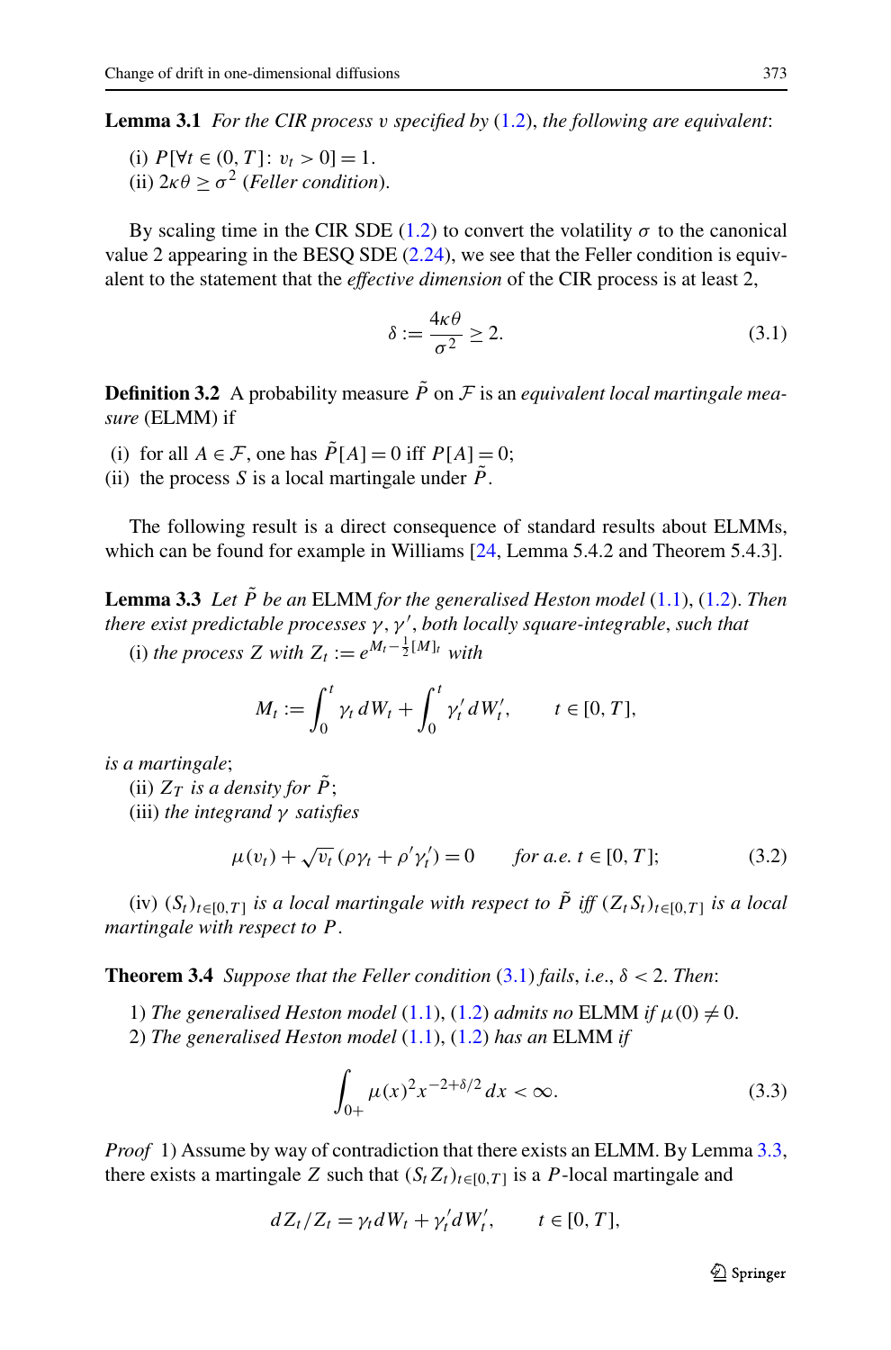**Lemma 3.1** *For the CIR process $v$ specified by* (1.2), *the following are equivalent*:

(i) $P[\forall t \in (0,T]\colon v_t > 0] = 1$.
(ii) $2\kappa\theta \geq \sigma^2$ (*Feller condition*).

By scaling time in the CIR SDE (1.2) to convert the volatility $\sigma$ to the canonical value 2 appearing in the BESQ SDE (2.24), we see that the Feller condition is equivalent to the statement that the *effective dimension* of the CIR process is at least 2,

$$\delta := \frac{4\kappa\theta}{\sigma^2} \geq 2. \tag{3.1}$$

**Definition 3.2** A probability measure $\tilde{P}$ on $\mathcal{F}$ is an *equivalent local martingale measure* (ELMM) if

(i) for all $A \in \mathcal{F}$, one has $\tilde{P}[A] = 0$ iff $P[A] = 0$;
(ii) the process $S$ is a local martingale under $\tilde{P}$.

The following result is a direct consequence of standard results about ELMMs, which can be found for example in Williams [24, Lemma 5.4.2 and Theorem 5.4.3].

**Lemma 3.3** *Let $\tilde{P}$ be an* ELMM *for the generalised Heston model* (1.1), (1.2). *Then there exist predictable processes $\gamma, \gamma'$, both locally square-integrable, such that*

(i) *the process $Z$ with $Z_t := e^{M_t - \frac{1}{2}[M]_t}$ with*

$$M_t := \int_0^t \gamma_t \, dW_t + \int_0^t \gamma'_t \, dW'_t, \qquad t \in [0,T],$$

*is a martingale*;

(ii) *$Z_T$ is a density for $\tilde{P}$*;

(iii) *the integrand $\gamma$ satisfies*

$$\mu(v_t) + \sqrt{v_t}\,(\rho\gamma_t + \rho'\gamma'_t) = 0 \qquad \textit{for a.e. } t \in [0,T]; \tag{3.2}$$

(iv) *$(S_t)_{t\in[0,T]}$ is a local martingale with respect to $\tilde{P}$ iff $(Z_t S_t)_{t\in[0,T]}$ is a local martingale with respect to $P$.*

**Theorem 3.4** *Suppose that the Feller condition* (3.1) *fails, i.e., $\delta < 2$. Then*:

1) *The generalised Heston model* (1.1), (1.2) *admits no* ELMM *if $\mu(0) \neq 0$.*
2) *The generalised Heston model* (1.1), (1.2) *has an* ELMM *if*

$$\int_{0+} \mu(x)^2 x^{-2+\delta/2} \, dx < \infty. \tag{3.3}$$

*Proof* 1) Assume by way of contradiction that there exists an ELMM. By Lemma 3.3, there exists a martingale $Z$ such that $(S_t Z_t)_{t\in[0,T]}$ is a $P$-local martingale and

$$dZ_t / Z_t = \gamma_t dW_t + \gamma'_t dW'_t, \qquad t \in [0,T],$$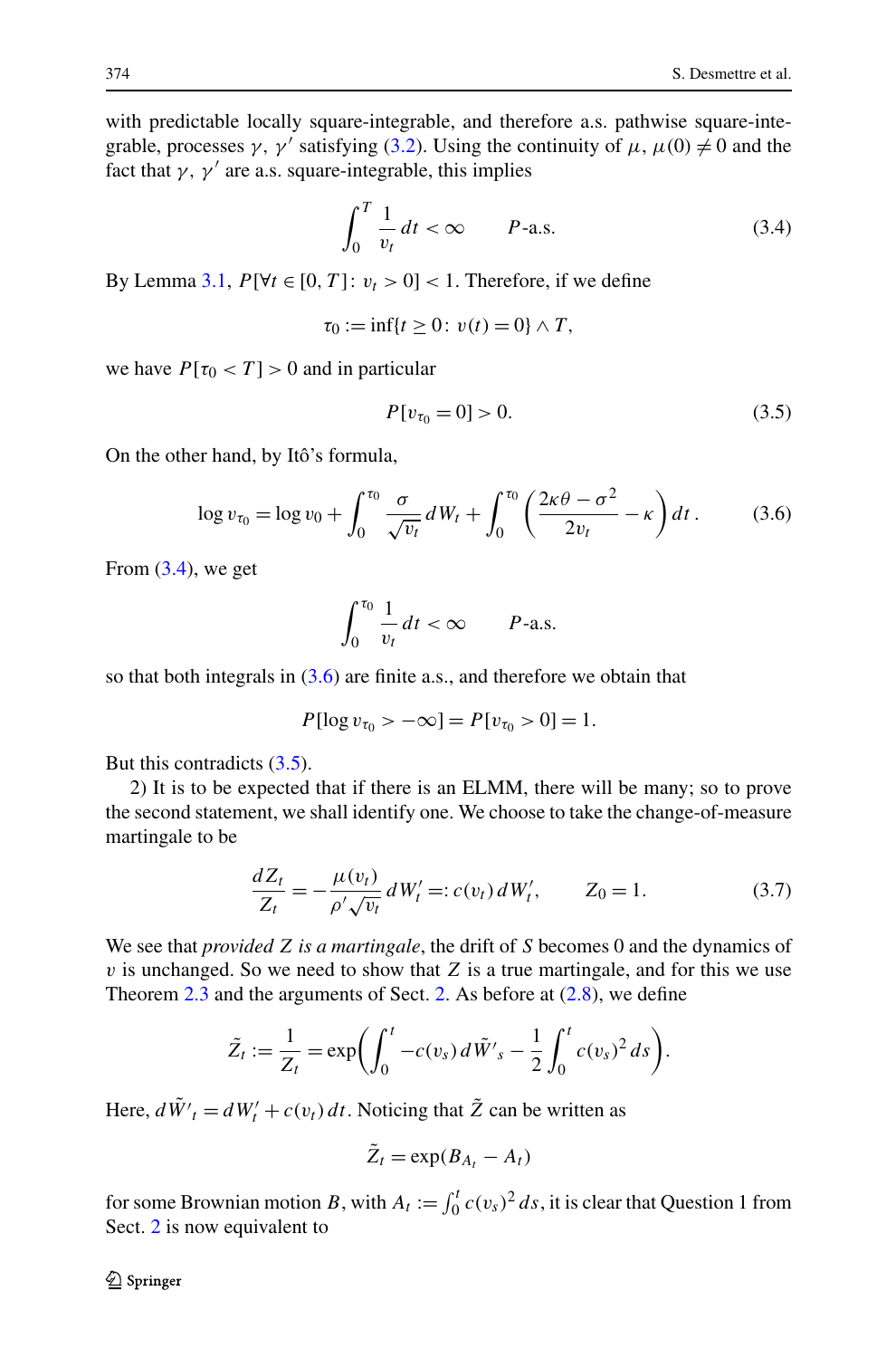with predictable locally square-integrable, and therefore a.s. pathwise square-integrable, processes $\gamma$, $\gamma'$ satisfying (3.2). Using the continuity of $\mu$, $\mu(0) \neq 0$ and the fact that $\gamma$, $\gamma'$ are a.s. square-integrable, this implies

$$\int_0^T \frac{1}{v_t}\, dt < \infty \qquad P\text{-a.s.} \tag{3.4}$$

By Lemma 3.1, $P[\forall t \in [0,T]\colon v_t > 0] < 1$. Therefore, if we define

$$\tau_0 := \inf\{t \geq 0\colon v(t) = 0\} \wedge T,$$

we have $P[\tau_0 < T] > 0$ and in particular

$$P[v_{\tau_0} = 0] > 0. \tag{3.5}$$

On the other hand, by Itô's formula,

$$\log v_{\tau_0} = \log v_0 + \int_0^{\tau_0} \frac{\sigma}{\sqrt{v_t}}\, dW_t + \int_0^{\tau_0} \left( \frac{2\kappa\theta - \sigma^2}{2 v_t} - \kappa \right) dt\,. \tag{3.6}$$

From (3.4), we get

$$\int_0^{\tau_0} \frac{1}{v_t}\, dt < \infty \qquad P\text{-a.s.}$$

so that both integrals in (3.6) are finite a.s., and therefore we obtain that

$$P[\log v_{\tau_0} > -\infty] = P[v_{\tau_0} > 0] = 1.$$

But this contradicts (3.5).

2) It is to be expected that if there is an ELMM, there will be many; so to prove the second statement, we shall identify one. We choose to take the change-of-measure martingale to be

$$\frac{dZ_t}{Z_t} = -\frac{\mu(v_t)}{\rho' \sqrt{v_t}}\, dW'_t =: c(v_t)\, dW'_t, \qquad Z_0 = 1. \tag{3.7}$$

We see that *provided $Z$ is a martingale*, the drift of $S$ becomes 0 and the dynamics of $v$ is unchanged. So we need to show that $Z$ is a true martingale, and for this we use Theorem 2.3 and the arguments of Sect. 2. As before at (2.8), we define

$$\tilde{Z}_t := \frac{1}{Z_t} = \exp\left( \int_0^t -c(v_s)\, d\tilde{W}'_s - \frac{1}{2} \int_0^t c(v_s)^2\, ds \right).$$

Here, $d\tilde{W}'_t = dW'_t + c(v_t)\, dt$. Noticing that $\tilde{Z}$ can be written as

$$\tilde{Z}_t = \exp(B_{A_t} - A_t)$$

for some Brownian motion $B$, with $A_t := \int_0^t c(v_s)^2\, ds$, it is clear that Question 1 from Sect. 2 is now equivalent to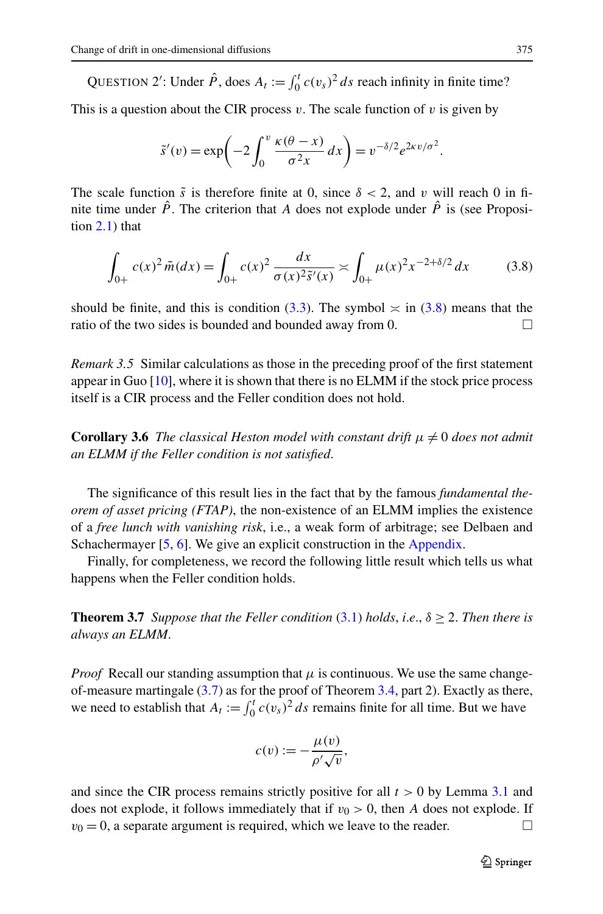QUESTION 2′: Under $\hat{P}$, does $A_t := \int_0^t c(v_s)^2 \, ds$ reach infinity in finite time?

This is a question about the CIR process $v$. The scale function of $v$ is given by

$$\tilde{s}'(v) = \exp\left(-2\int_0^v \frac{\kappa(\theta - x)}{\sigma^2 x}\, dx\right) = v^{-\delta/2} e^{2\kappa v/\sigma^2}.$$

The scale function $\tilde{s}$ is therefore finite at 0, since $\delta < 2$, and $v$ will reach 0 in finite time under $\hat{P}$. The criterion that $A$ does not explode under $\hat{P}$ is (see Proposition 2.1) that

$$\int_{0+} c(x)^2 \, \tilde{m}(dx) = \int_{0+} c(x)^2 \frac{dx}{\sigma(x)^2 \tilde{s}'(x)} \asymp \int_{0+} \mu(x)^2 x^{-2+\delta/2}\, dx \tag{3.8}$$

should be finite, and this is condition (3.3). The symbol $\asymp$ in (3.8) means that the ratio of the two sides is bounded and bounded away from 0. □

*Remark 3.5* Similar calculations as those in the preceding proof of the first statement appear in Guo [10], where it is shown that there is no ELMM if the stock price process itself is a CIR process and the Feller condition does not hold.

**Corollary 3.6** *The classical Heston model with constant drift $\mu \neq 0$ does not admit an ELMM if the Feller condition is not satisfied.*

The significance of this result lies in the fact that by the famous *fundamental theorem of asset pricing (FTAP)*, the non-existence of an ELMM implies the existence of a *free lunch with vanishing risk*, i.e., a weak form of arbitrage; see Delbaen and Schachermayer [5, 6]. We give an explicit construction in the Appendix.

Finally, for completeness, we record the following little result which tells us what happens when the Feller condition holds.

**Theorem 3.7** *Suppose that the Feller condition* (3.1) *holds, i.e.,* $\delta \geq 2$. *Then there is always an ELMM.*

*Proof* Recall our standing assumption that $\mu$ is continuous. We use the same change-of-measure martingale (3.7) as for the proof of Theorem 3.4, part 2). Exactly as there, we need to establish that $A_t := \int_0^t c(v_s)^2 \, ds$ remains finite for all time. But we have

$$c(v) := -\frac{\mu(v)}{\rho' \sqrt{v}},$$

and since the CIR process remains strictly positive for all $t > 0$ by Lemma 3.1 and does not explode, it follows immediately that if $v_0 > 0$, then $A$ does not explode. If $v_0 = 0$, a separate argument is required, which we leave to the reader. □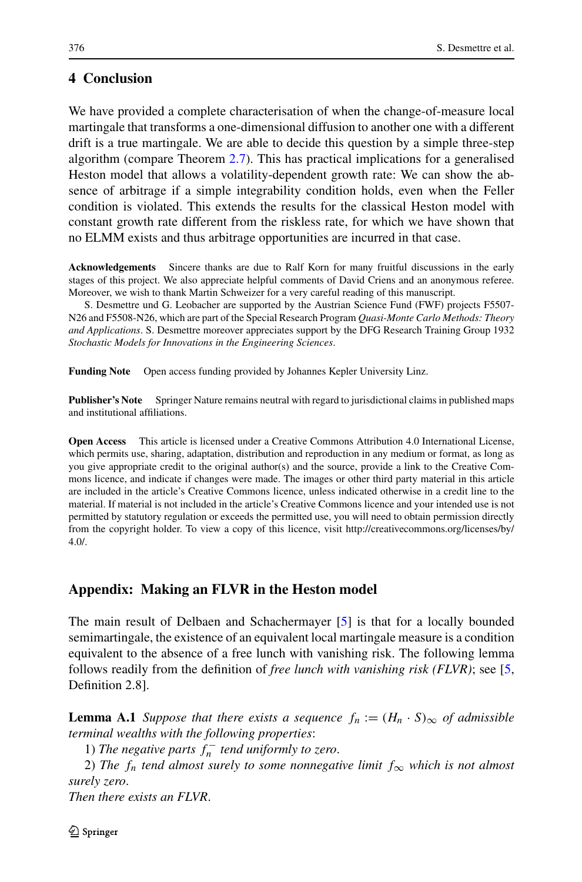## 4 Conclusion

We have provided a complete characterisation of when the change-of-measure local martingale that transforms a one-dimensional diffusion to another one with a different drift is a true martingale. We are able to decide this question by a simple three-step algorithm (compare Theorem 2.7). This has practical implications for a generalised Heston model that allows a volatility-dependent growth rate: We can show the absence of arbitrage if a simple integrability condition holds, even when the Feller condition is violated. This extends the results for the classical Heston model with constant growth rate different from the riskless rate, for which we have shown that no ELMM exists and thus arbitrage opportunities are incurred in that case.

**Acknowledgements** Sincere thanks are due to Ralf Korn for many fruitful discussions in the early stages of this project. We also appreciate helpful comments of David Criens and an anonymous referee. Moreover, we wish to thank Martin Schweizer for a very careful reading of this manuscript.

S. Desmettre und G. Leobacher are supported by the Austrian Science Fund (FWF) projects F5507-N26 and F5508-N26, which are part of the Special Research Program *Quasi-Monte Carlo Methods: Theory and Applications*. S. Desmettre moreover appreciates support by the DFG Research Training Group 1932 *Stochastic Models for Innovations in the Engineering Sciences*.

**Funding Note** Open access funding provided by Johannes Kepler University Linz.

**Publisher's Note** Springer Nature remains neutral with regard to jurisdictional claims in published maps and institutional affiliations.

**Open Access** This article is licensed under a Creative Commons Attribution 4.0 International License, which permits use, sharing, adaptation, distribution and reproduction in any medium or format, as long as you give appropriate credit to the original author(s) and the source, provide a link to the Creative Commons licence, and indicate if changes were made. The images or other third party material in this article are included in the article's Creative Commons licence, unless indicated otherwise in a credit line to the material. If material is not included in the article's Creative Commons licence and your intended use is not permitted by statutory regulation or exceeds the permitted use, you will need to obtain permission directly from the copyright holder. To view a copy of this licence, visit http://creativecommons.org/licenses/by/4.0/.

## Appendix: Making an FLVR in the Heston model

The main result of Delbaen and Schachermayer [5] is that for a locally bounded semimartingale, the existence of an equivalent local martingale measure is a condition equivalent to the absence of a free lunch with vanishing risk. The following lemma follows readily from the definition of *free lunch with vanishing risk (FLVR)*; see [5, Definition 2.8].

**Lemma A.1** *Suppose that there exists a sequence $f_n := (H_n \cdot S)_\infty$ of admissible terminal wealths with the following properties*:

1) *The negative parts $f_n^-$ tend uniformly to zero.*

2) *The $f_n$ tend almost surely to some nonnegative limit $f_\infty$ which is not almost surely zero.*

*Then there exists an FLVR.*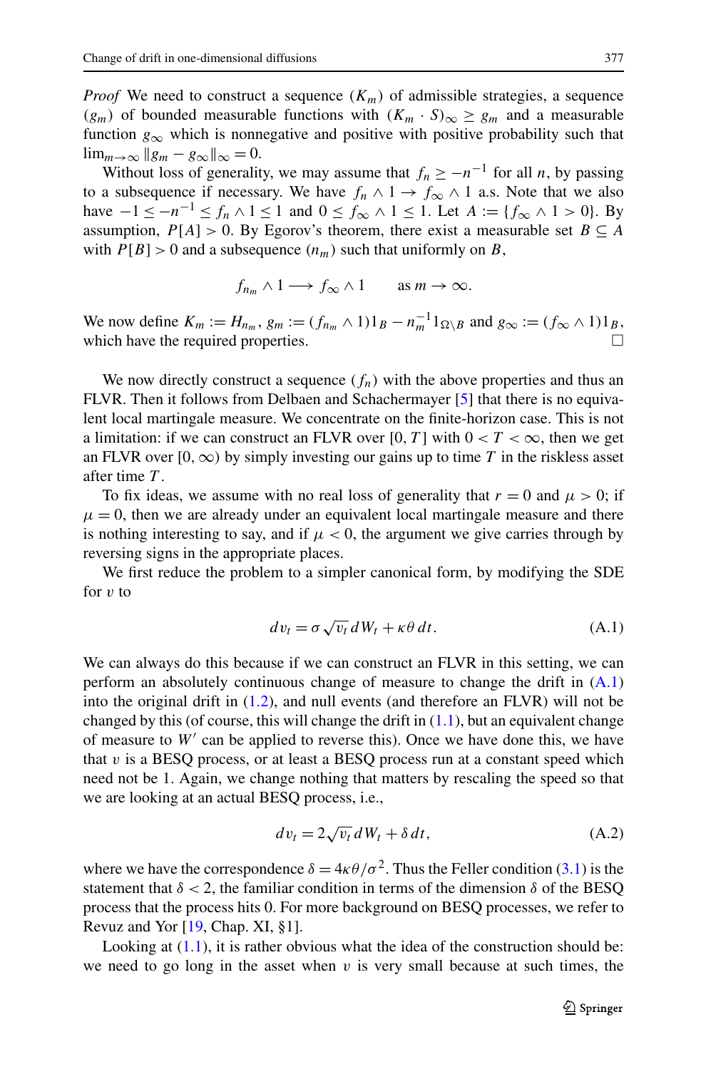*Proof* We need to construct a sequence $(K_m)$ of admissible strategies, a sequence $(g_m)$ of bounded measurable functions with $(K_m \cdot S)_\infty \geq g_m$ and a measurable function $g_\infty$ which is nonnegative and positive with positive probability such that $\lim_{m\to\infty} \|g_m - g_\infty\|_\infty = 0$.

Without loss of generality, we may assume that $f_n \geq -n^{-1}$ for all $n$, by passing to a subsequence if necessary. We have $f_n \wedge 1 \to f_\infty \wedge 1$ a.s. Note that we also have $-1 \leq -n^{-1} \leq f_n \wedge 1 \leq 1$ and $0 \leq f_\infty \wedge 1 \leq 1$. Let $A := \{f_\infty \wedge 1 > 0\}$. By assumption, $P[A] > 0$. By Egorov's theorem, there exist a measurable set $B \subseteq A$ with $P[B] > 0$ and a subsequence $(n_m)$ such that uniformly on $B$,

$$f_{n_m} \wedge 1 \longrightarrow f_\infty \wedge 1 \qquad \text{as } m \to \infty.$$

We now define $K_m := H_{n_m}$, $g_m := (f_{n_m} \wedge 1)1_B - n_m^{-1} 1_{\Omega \setminus B}$ and $g_\infty := (f_\infty \wedge 1)1_B$, which have the required properties. □

We now directly construct a sequence $(f_n)$ with the above properties and thus an FLVR. Then it follows from Delbaen and Schachermayer [5] that there is no equivalent local martingale measure. We concentrate on the finite-horizon case. This is not a limitation: if we can construct an FLVR over $[0, T]$ with $0 < T < \infty$, then we get an FLVR over $[0, \infty)$ by simply investing our gains up to time $T$ in the riskless asset after time $T$.

To fix ideas, we assume with no real loss of generality that $r = 0$ and $\mu > 0$; if $\mu = 0$, then we are already under an equivalent local martingale measure and there is nothing interesting to say, and if $\mu < 0$, the argument we give carries through by reversing signs in the appropriate places.

We first reduce the problem to a simpler canonical form, by modifying the SDE for $v$ to

$$dv_t = \sigma\sqrt{v_t}\, dW_t + \kappa\theta\, dt. \tag{A.1}$$

We can always do this because if we can construct an FLVR in this setting, we can perform an absolutely continuous change of measure to change the drift in (A.1) into the original drift in (1.2), and null events (and therefore an FLVR) will not be changed by this (of course, this will change the drift in (1.1), but an equivalent change of measure to $W'$ can be applied to reverse this). Once we have done this, we have that $v$ is a BESQ process, or at least a BESQ process run at a constant speed which need not be 1. Again, we change nothing that matters by rescaling the speed so that we are looking at an actual BESQ process, i.e.,

$$dv_t = 2\sqrt{v_t}\, dW_t + \delta\, dt, \tag{A.2}$$

where we have the correspondence $\delta = 4\kappa\theta/\sigma^2$. Thus the Feller condition (3.1) is the statement that $\delta < 2$, the familiar condition in terms of the dimension $\delta$ of the BESQ process that the process hits 0. For more background on BESQ processes, we refer to Revuz and Yor [19, Chap. XI, §1].

Looking at (1.1), it is rather obvious what the idea of the construction should be: we need to go long in the asset when $v$ is very small because at such times, the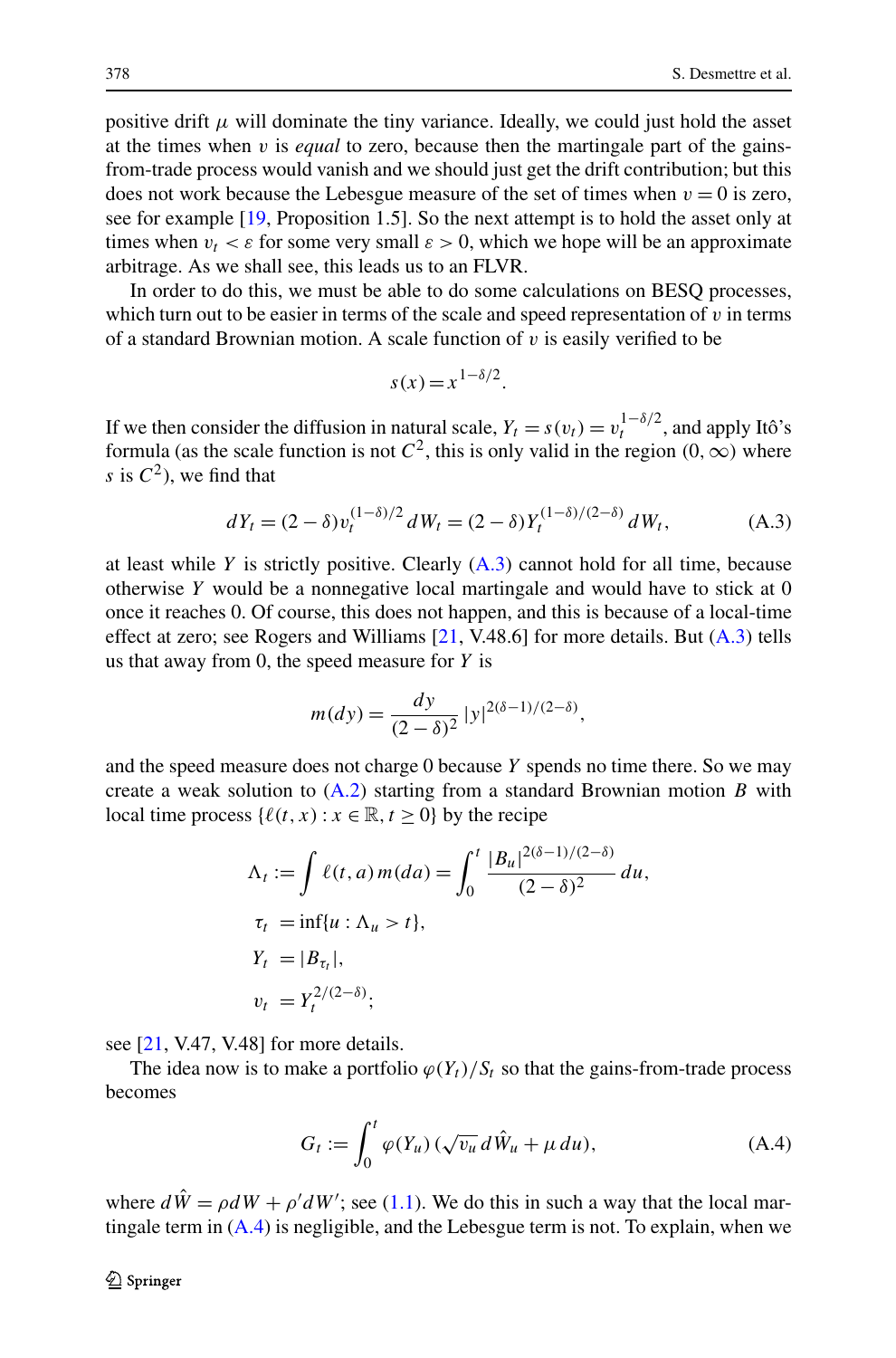positive drift $\mu$ will dominate the tiny variance. Ideally, we could just hold the asset at the times when $v$ is *equal* to zero, because then the martingale part of the gains-from-trade process would vanish and we should just get the drift contribution; but this does not work because the Lebesgue measure of the set of times when $v = 0$ is zero, see for example [19, Proposition 1.5]. So the next attempt is to hold the asset only at times when $v_t < \varepsilon$ for some very small $\varepsilon > 0$, which we hope will be an approximate arbitrage. As we shall see, this leads us to an FLVR.

In order to do this, we must be able to do some calculations on BESQ processes, which turn out to be easier in terms of the scale and speed representation of $v$ in terms of a standard Brownian motion. A scale function of $v$ is easily verified to be

$$s(x) = x^{1-\delta/2}.$$

If we then consider the diffusion in natural scale, $Y_t = s(v_t) = v_t^{1-\delta/2}$, and apply Itô's formula (as the scale function is not $C^2$, this is only valid in the region $(0, \infty)$ where $s$ is $C^2$), we find that

$$dY_t = (2-\delta) v_t^{(1-\delta)/2}\, dW_t = (2-\delta) Y_t^{(1-\delta)/(2-\delta)}\, dW_t, \tag{A.3}$$

at least while $Y$ is strictly positive. Clearly (A.3) cannot hold for all time, because otherwise $Y$ would be a nonnegative local martingale and would have to stick at 0 once it reaches 0. Of course, this does not happen, and this is because of a local-time effect at zero; see Rogers and Williams [21, V.48.6] for more details. But (A.3) tells us that away from 0, the speed measure for $Y$ is

$$m(dy) = \frac{dy}{(2-\delta)^2}\, |y|^{2(\delta-1)/(2-\delta)},$$

and the speed measure does not charge 0 because $Y$ spends no time there. So we may create a weak solution to (A.2) starting from a standard Brownian motion $B$ with local time process $\{\ell(t, x) : x \in \mathbb{R}, t \geq 0\}$ by the recipe

$$\begin{aligned}
\Lambda_t &:= \int \ell(t, a)\, m(da) = \int_0^t \frac{|B_u|^{2(\delta-1)/(2-\delta)}}{(2-\delta)^2}\, du, \\
\tau_t &= \inf\{u : \Lambda_u > t\}, \\
Y_t &= |B_{\tau_t}|, \\
v_t &= Y_t^{2/(2-\delta)};
\end{aligned}$$

see [21, V.47, V.48] for more details.

The idea now is to make a portfolio $\varphi(Y_t)/S_t$ so that the gains-from-trade process becomes

$$G_t := \int_0^t \varphi(Y_u)\, (\sqrt{v_u}\, d\hat{W}_u + \mu\, du), \tag{A.4}$$

where $d\hat{W} = \rho dW + \rho' dW'$; see (1.1). We do this in such a way that the local martingale term in (A.4) is negligible, and the Lebesgue term is not. To explain, when we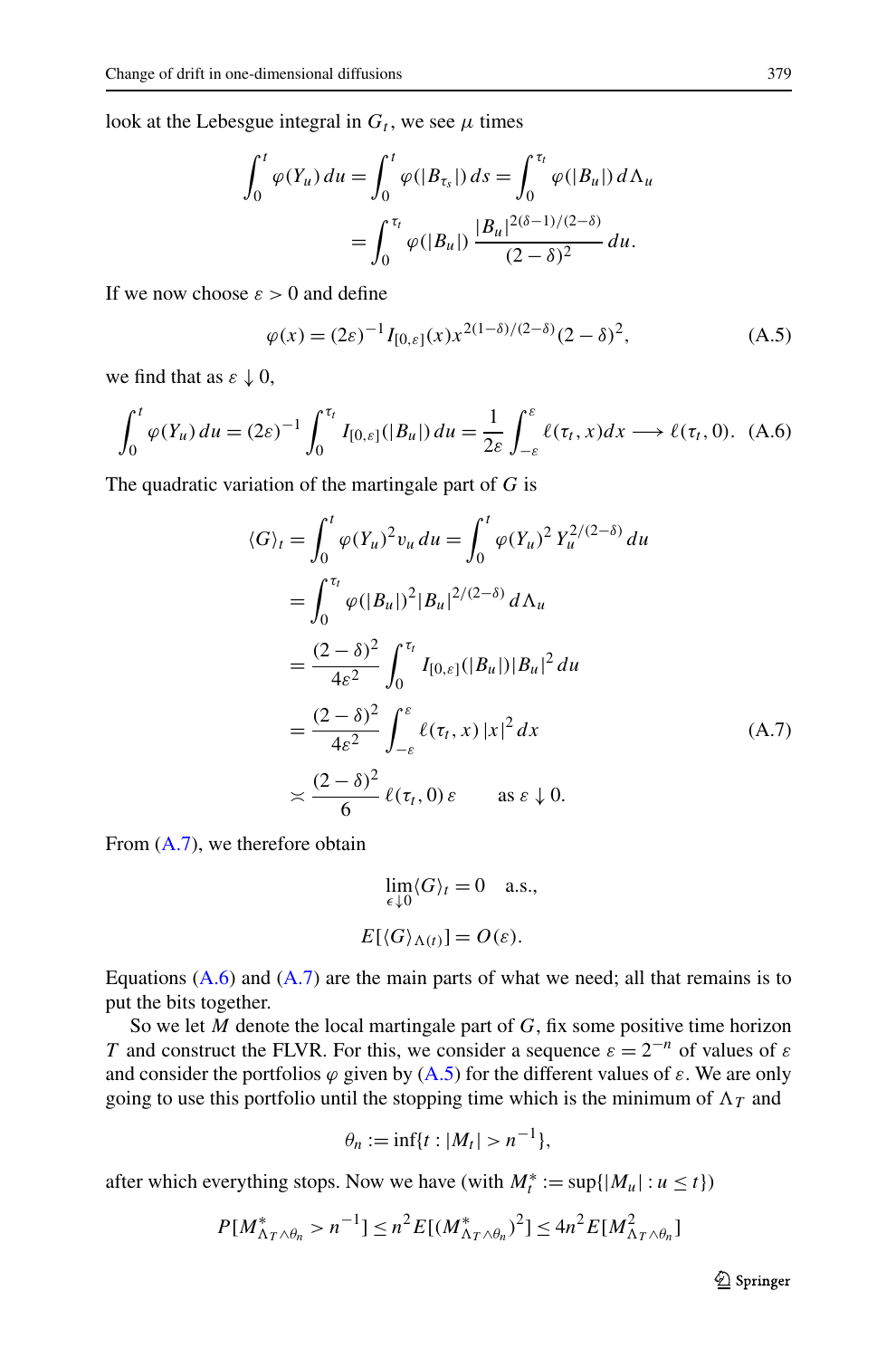look at the Lebesgue integral in $G_t$, we see $\mu$ times

$$\int_0^t \varphi(Y_u)\,du = \int_0^t \varphi(|B_{\tau_s}|)\,ds = \int_0^{\tau_t} \varphi(|B_u|)\,d\Lambda_u$$
$$= \int_0^{\tau_t} \varphi(|B_u|)\,\frac{|B_u|^{2(\delta-1)/(2-\delta)}}{(2-\delta)^2}\,du.$$

If we now choose $\varepsilon > 0$ and define

$$\varphi(x) = (2\varepsilon)^{-1} I_{[0,\varepsilon]}(x) x^{2(1-\delta)/(2-\delta)}(2-\delta)^2, \tag{A.5}$$

we find that as $\varepsilon \downarrow 0$,

$$\int_0^t \varphi(Y_u)\,du = (2\varepsilon)^{-1}\int_0^{\tau_t} I_{[0,\varepsilon]}(|B_u|)\,du = \frac{1}{2\varepsilon}\int_{-\varepsilon}^{\varepsilon} \ell(\tau_t,x)dx \longrightarrow \ell(\tau_t,0). \tag{A.6}$$

The quadratic variation of the martingale part of $G$ is

$$\begin{aligned}
\langle G\rangle_t &= \int_0^t \varphi(Y_u)^2 v_u\,du = \int_0^t \varphi(Y_u)^2\, Y_u^{2/(2-\delta)}\,du \\
&= \int_0^{\tau_t} \varphi(|B_u|)^2 |B_u|^{2/(2-\delta)}\,d\Lambda_u \\
&= \frac{(2-\delta)^2}{4\varepsilon^2}\int_0^{\tau_t} I_{[0,\varepsilon]}(|B_u|)|B_u|^2\,du \\
&= \frac{(2-\delta)^2}{4\varepsilon^2}\int_{-\varepsilon}^{\varepsilon} \ell(\tau_t,x)\,|x|^2\,dx \\
&\asymp \frac{(2-\delta)^2}{6}\,\ell(\tau_t,0)\,\varepsilon \qquad \text{as } \varepsilon\downarrow 0.
\end{aligned}\tag{A.7}$$

From (A.7), we therefore obtain

$$\lim_{\epsilon\downarrow 0}\langle G\rangle_t = 0 \quad \text{a.s.,}$$
$$E[\langle G\rangle_{\Lambda(t)}] = O(\varepsilon).$$

Equations (A.6) and (A.7) are the main parts of what we need; all that remains is to put the bits together.

So we let $M$ denote the local martingale part of $G$, fix some positive time horizon $T$ and construct the FLVR. For this, we consider a sequence $\varepsilon = 2^{-n}$ of values of $\varepsilon$ and consider the portfolios $\varphi$ given by (A.5) for the different values of $\varepsilon$. We are only going to use this portfolio until the stopping time which is the minimum of $\Lambda_T$ and

$$\theta_n := \inf\{t : |M_t| > n^{-1}\},$$

after which everything stops. Now we have (with $M_t^* := \sup\{|M_u| : u \le t\}$)

$$P[M^*_{\Lambda_T\wedge\theta_n} > n^{-1}] \le n^2 E[(M^*_{\Lambda_T\wedge\theta_n})^2] \le 4n^2 E[M^2_{\Lambda_T\wedge\theta_n}]$$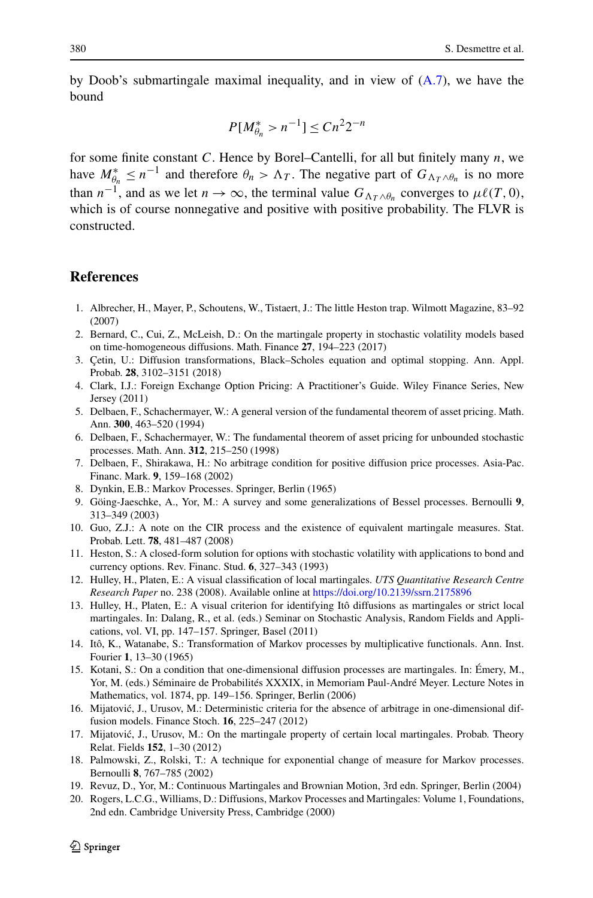by Doob's submartingale maximal inequality, and in view of (A.7), we have the bound

$$P[M^*_{\theta_n} > n^{-1}] \le Cn^2 2^{-n}$$

for some finite constant $C$. Hence by Borel–Cantelli, for all but finitely many $n$, we have $M^*_{\theta_n} \le n^{-1}$ and therefore $\theta_n > \Lambda_T$. The negative part of $G_{\Lambda_T \wedge \theta_n}$ is no more than $n^{-1}$, and as we let $n \to \infty$, the terminal value $G_{\Lambda_T \wedge \theta_n}$ converges to $\mu\ell(T, 0)$, which is of course nonnegative and positive with positive probability. The FLVR is constructed.

## References

1. Albrecher, H., Mayer, P., Schoutens, W., Tistaert, J.: The little Heston trap. Wilmott Magazine, 83–92 (2007)
2. Bernard, C., Cui, Z., McLeish, D.: On the martingale property in stochastic volatility models based on time-homogeneous diffusions. Math. Finance **27**, 194–223 (2017)
3. Çetin, U.: Diffusion transformations, Black–Scholes equation and optimal stopping. Ann. Appl. Probab. **28**, 3102–3151 (2018)
4. Clark, I.J.: Foreign Exchange Option Pricing: A Practitioner's Guide. Wiley Finance Series, New Jersey (2011)
5. Delbaen, F., Schachermayer, W.: A general version of the fundamental theorem of asset pricing. Math. Ann. **300**, 463–520 (1994)
6. Delbaen, F., Schachermayer, W.: The fundamental theorem of asset pricing for unbounded stochastic processes. Math. Ann. **312**, 215–250 (1998)
7. Delbaen, F., Shirakawa, H.: No arbitrage condition for positive diffusion price processes. Asia-Pac. Financ. Mark. **9**, 159–168 (2002)
8. Dynkin, E.B.: Markov Processes. Springer, Berlin (1965)
9. Göing-Jaeschke, A., Yor, M.: A survey and some generalizations of Bessel processes. Bernoulli **9**, 313–349 (2003)
10. Guo, Z.J.: A note on the CIR process and the existence of equivalent martingale measures. Stat. Probab. Lett. **78**, 481–487 (2008)
11. Heston, S.: A closed-form solution for options with stochastic volatility with applications to bond and currency options. Rev. Financ. Stud. **6**, 327–343 (1993)
12. Hulley, H., Platen, E.: A visual classification of local martingales. *UTS Quantitative Research Centre Research Paper* no. 238 (2008). Available online at https://doi.org/10.2139/ssrn.2175896
13. Hulley, H., Platen, E.: A visual criterion for identifying Itô diffusions as martingales or strict local martingales. In: Dalang, R., et al. (eds.) Seminar on Stochastic Analysis, Random Fields and Applications, vol. VI, pp. 147–157. Springer, Basel (2011)
14. Itô, K., Watanabe, S.: Transformation of Markov processes by multiplicative functionals. Ann. Inst. Fourier **1**, 13–30 (1965)
15. Kotani, S.: On a condition that one-dimensional diffusion processes are martingales. In: Émery, M., Yor, M. (eds.) Séminaire de Probabilités XXXIX, in Memoriam Paul-André Meyer. Lecture Notes in Mathematics, vol. 1874, pp. 149–156. Springer, Berlin (2006)
16. Mijatović, J., Urusov, M.: Deterministic criteria for the absence of arbitrage in one-dimensional diffusion models. Finance Stoch. **16**, 225–247 (2012)
17. Mijatović, J., Urusov, M.: On the martingale property of certain local martingales. Probab. Theory Relat. Fields **152**, 1–30 (2012)
18. Palmowski, Z., Rolski, T.: A technique for exponential change of measure for Markov processes. Bernoulli **8**, 767–785 (2002)
19. Revuz, D., Yor, M.: Continuous Martingales and Brownian Motion, 3rd edn. Springer, Berlin (2004)
20. Rogers, L.C.G., Williams, D.: Diffusions, Markov Processes and Martingales: Volume 1, Foundations, 2nd edn. Cambridge University Press, Cambridge (2000)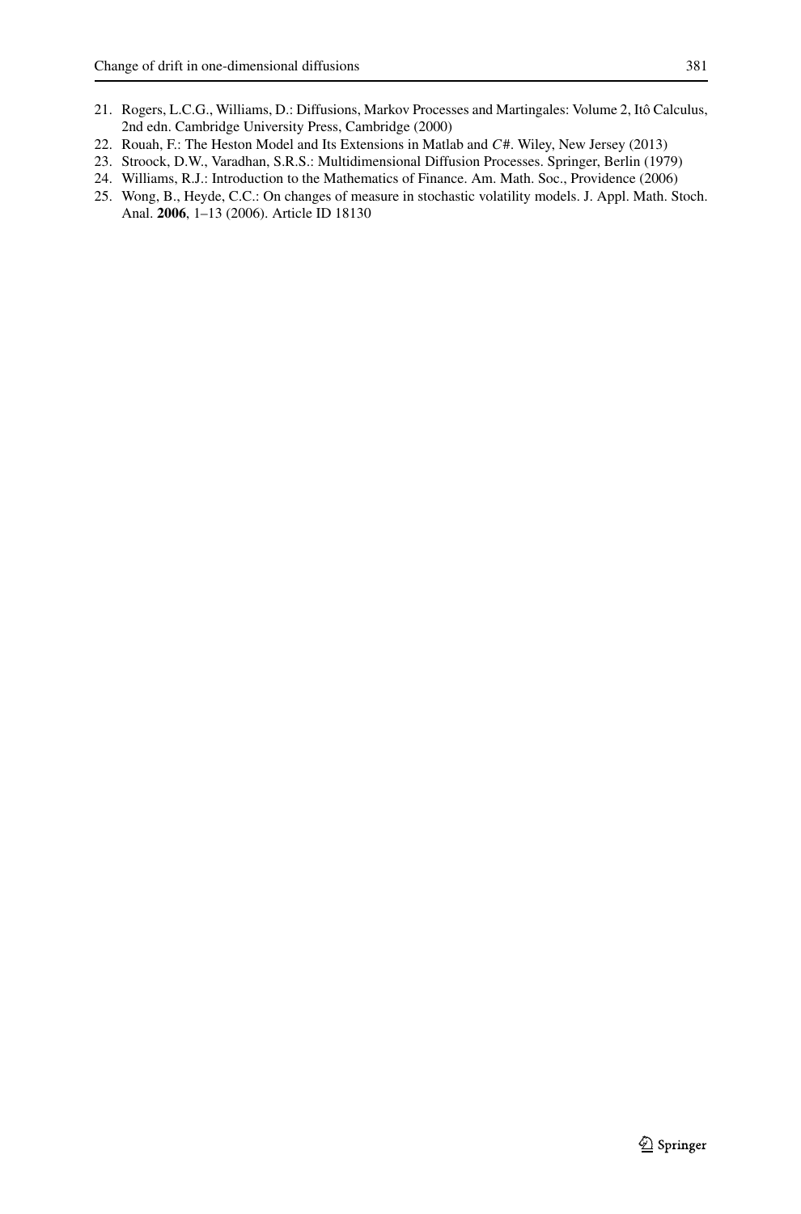21. Rogers, L.C.G., Williams, D.: Diffusions, Markov Processes and Martingales: Volume 2, Itô Calculus, 2nd edn. Cambridge University Press, Cambridge (2000)
22. Rouah, F.: The Heston Model and Its Extensions in Matlab and *C*#. Wiley, New Jersey (2013)
23. Stroock, D.W., Varadhan, S.R.S.: Multidimensional Diffusion Processes. Springer, Berlin (1979)
24. Williams, R.J.: Introduction to the Mathematics of Finance. Am. Math. Soc., Providence (2006)
25. Wong, B., Heyde, C.C.: On changes of measure in stochastic volatility models. J. Appl. Math. Stoch. Anal. **2006**, 1–13 (2006). Article ID 18130